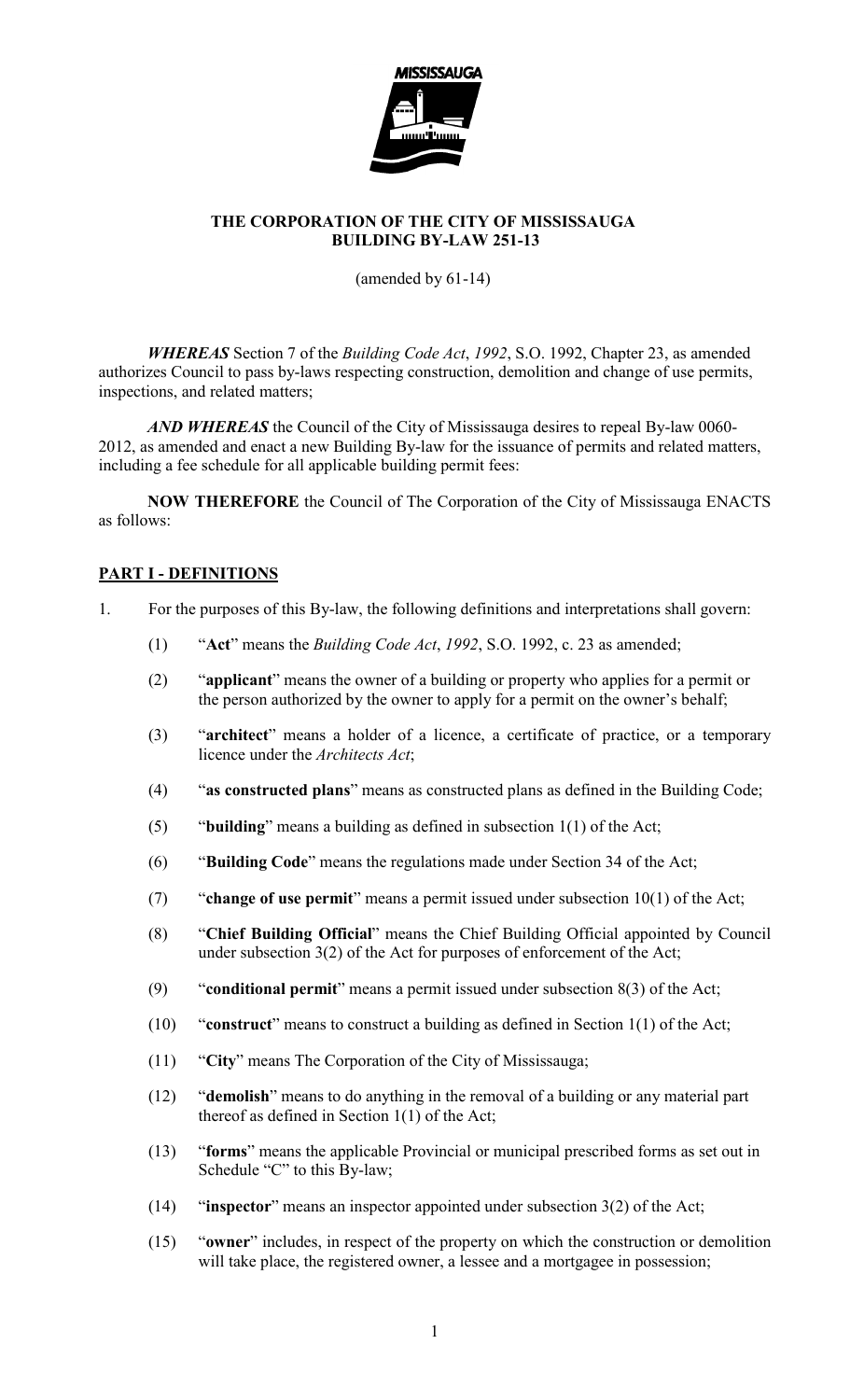**THE CORPORATION OF THE CITY OF MISSISSAUGA**
**BUILDING BY-LAW 251-13**

(amended by 61-14)

***WHEREAS*** Section 7 of the *Building Code Act*, *1992*, S.O. 1992, Chapter 23, as amended authorizes Council to pass by-laws respecting construction, demolition and change of use permits, inspections, and related matters;

***AND WHEREAS*** the Council of the City of Mississauga desires to repeal By-law 0060-2012, as amended and enact a new Building By-law for the issuance of permits and related matters, including a fee schedule for all applicable building permit fees:

**NOW THEREFORE** the Council of The Corporation of the City of Mississauga ENACTS as follows:

## PART I - DEFINITIONS

1. For the purposes of this By-law, the following definitions and interpretations shall govern:

   (1) "**Act**" means the *Building Code Act*, *1992*, S.O. 1992, c. 23 as amended;

   (2) "**applicant**" means the owner of a building or property who applies for a permit or the person authorized by the owner to apply for a permit on the owner's behalf;

   (3) "**architect**" means a holder of a licence, a certificate of practice, or a temporary licence under the *Architects Act*;

   (4) "**as constructed plans**" means as constructed plans as defined in the Building Code;

   (5) "**building**" means a building as defined in subsection 1(1) of the Act;

   (6) "**Building Code**" means the regulations made under Section 34 of the Act;

   (7) "**change of use permit**" means a permit issued under subsection 10(1) of the Act;

   (8) "**Chief Building Official**" means the Chief Building Official appointed by Council under subsection 3(2) of the Act for purposes of enforcement of the Act;

   (9) "**conditional permit**" means a permit issued under subsection 8(3) of the Act;

   (10) "**construct**" means to construct a building as defined in Section 1(1) of the Act;

   (11) "**City**" means The Corporation of the City of Mississauga;

   (12) "**demolish**" means to do anything in the removal of a building or any material part thereof as defined in Section 1(1) of the Act;

   (13) "**forms**" means the applicable Provincial or municipal prescribed forms as set out in Schedule "C" to this By-law;

   (14) "**inspector**" means an inspector appointed under subsection 3(2) of the Act;

   (15) "**owner**" includes, in respect of the property on which the construction or demolition will take place, the registered owner, a lessee and a mortgagee in possession;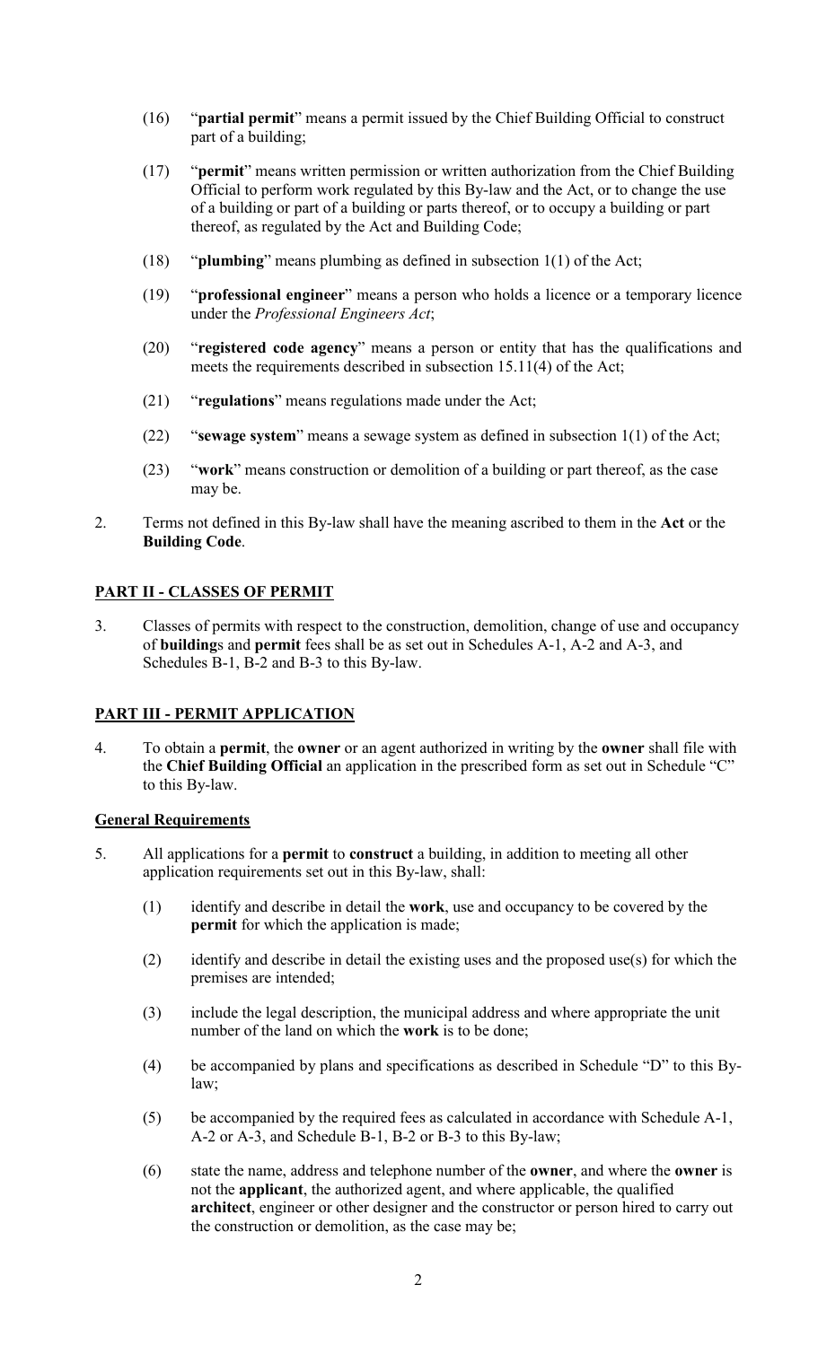(16) "**partial permit**" means a permit issued by the Chief Building Official to construct part of a building;

(17) "**permit**" means written permission or written authorization from the Chief Building Official to perform work regulated by this By-law and the Act, or to change the use of a building or part of a building or parts thereof, or to occupy a building or part thereof, as regulated by the Act and Building Code;

(18) "**plumbing**" means plumbing as defined in subsection 1(1) of the Act;

(19) "**professional engineer**" means a person who holds a licence or a temporary licence under the *Professional Engineers Act*;

(20) "**registered code agency**" means a person or entity that has the qualifications and meets the requirements described in subsection 15.11(4) of the Act;

(21) "**regulations**" means regulations made under the Act;

(22) "**sewage system**" means a sewage system as defined in subsection 1(1) of the Act;

(23) "**work**" means construction or demolition of a building or part thereof, as the case may be.

2. Terms not defined in this By-law shall have the meaning ascribed to them in the **Act** or the **Building Code**.

## PART II - CLASSES OF PERMIT

3. Classes of permits with respect to the construction, demolition, change of use and occupancy of **building**s and **permit** fees shall be as set out in Schedules A-1, A-2 and A-3, and Schedules B-1, B-2 and B-3 to this By-law.

## PART III - PERMIT APPLICATION

4. To obtain a **permit**, the **owner** or an agent authorized in writing by the **owner** shall file with the **Chief Building Official** an application in the prescribed form as set out in Schedule "C" to this By-law.

### General Requirements

5. All applications for a **permit** to **construct** a building, in addition to meeting all other application requirements set out in this By-law, shall:

(1) identify and describe in detail the **work**, use and occupancy to be covered by the **permit** for which the application is made;

(2) identify and describe in detail the existing uses and the proposed use(s) for which the premises are intended;

(3) include the legal description, the municipal address and where appropriate the unit number of the land on which the **work** is to be done;

(4) be accompanied by plans and specifications as described in Schedule "D" to this By-law;

(5) be accompanied by the required fees as calculated in accordance with Schedule A-1, A-2 or A-3, and Schedule B-1, B-2 or B-3 to this By-law;

(6) state the name, address and telephone number of the **owner**, and where the **owner** is not the **applicant**, the authorized agent, and where applicable, the qualified **architect**, engineer or other designer and the constructor or person hired to carry out the construction or demolition, as the case may be;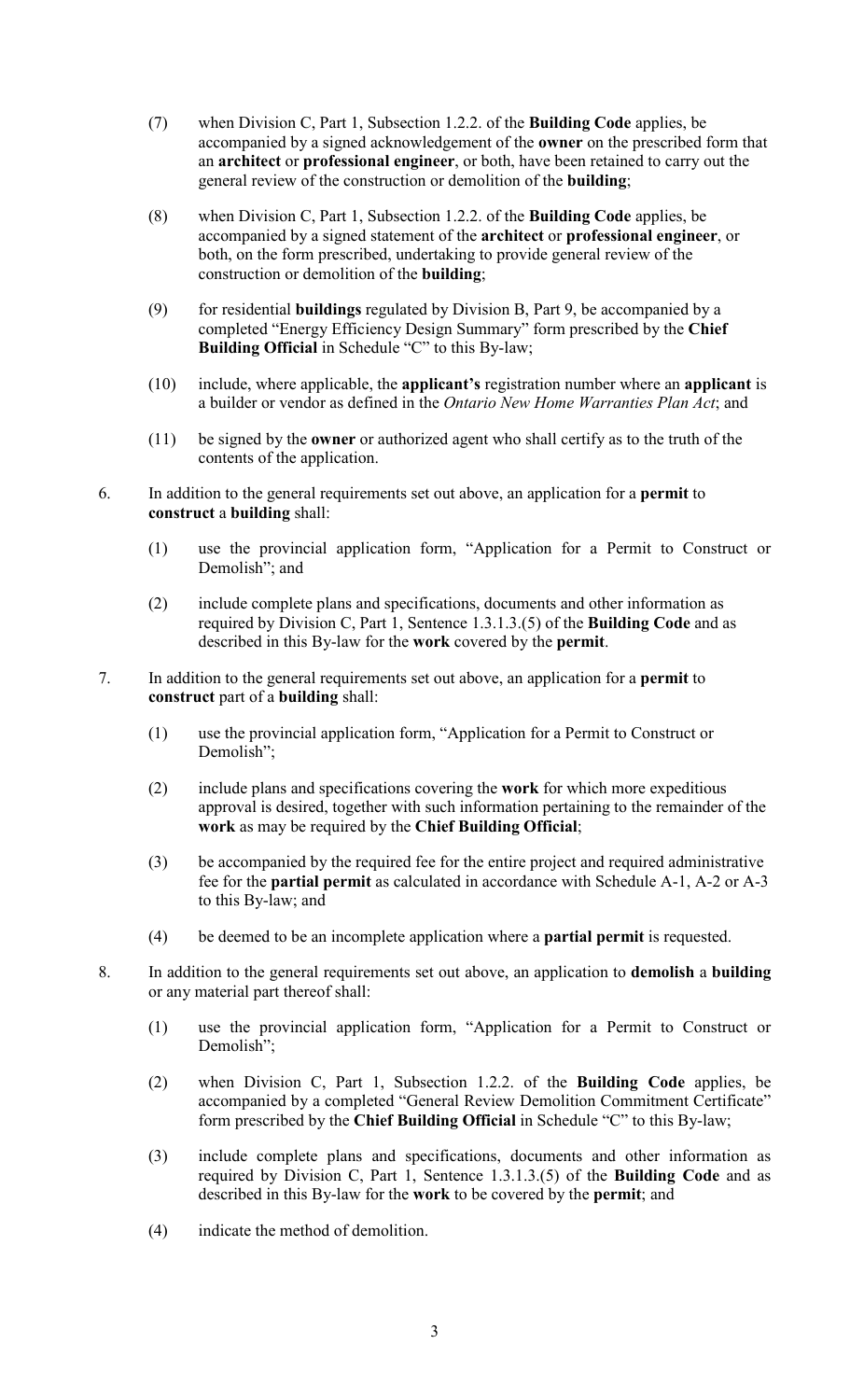(7) when Division C, Part 1, Subsection 1.2.2. of the **Building Code** applies, be accompanied by a signed acknowledgement of the **owner** on the prescribed form that an **architect** or **professional engineer**, or both, have been retained to carry out the general review of the construction or demolition of the **building**;

(8) when Division C, Part 1, Subsection 1.2.2. of the **Building Code** applies, be accompanied by a signed statement of the **architect** or **professional engineer**, or both, on the form prescribed, undertaking to provide general review of the construction or demolition of the **building**;

(9) for residential **buildings** regulated by Division B, Part 9, be accompanied by a completed "Energy Efficiency Design Summary" form prescribed by the **Chief Building Official** in Schedule "C" to this By-law;

(10) include, where applicable, the **applicant's** registration number where an **applicant** is a builder or vendor as defined in the *Ontario New Home Warranties Plan Act*; and

(11) be signed by the **owner** or authorized agent who shall certify as to the truth of the contents of the application.

6. In addition to the general requirements set out above, an application for a **permit** to **construct** a **building** shall:

(1) use the provincial application form, "Application for a Permit to Construct or Demolish"; and

(2) include complete plans and specifications, documents and other information as required by Division C, Part 1, Sentence 1.3.1.3.(5) of the **Building Code** and as described in this By-law for the **work** covered by the **permit**.

7. In addition to the general requirements set out above, an application for a **permit** to **construct** part of a **building** shall:

(1) use the provincial application form, "Application for a Permit to Construct or Demolish";

(2) include plans and specifications covering the **work** for which more expeditious approval is desired, together with such information pertaining to the remainder of the **work** as may be required by the **Chief Building Official**;

(3) be accompanied by the required fee for the entire project and required administrative fee for the **partial permit** as calculated in accordance with Schedule A-1, A-2 or A-3 to this By-law; and

(4) be deemed to be an incomplete application where a **partial permit** is requested.

8. In addition to the general requirements set out above, an application to **demolish** a **building** or any material part thereof shall:

(1) use the provincial application form, "Application for a Permit to Construct or Demolish";

(2) when Division C, Part 1, Subsection 1.2.2. of the **Building Code** applies, be accompanied by a completed "General Review Demolition Commitment Certificate" form prescribed by the **Chief Building Official** in Schedule "C" to this By-law;

(3) include complete plans and specifications, documents and other information as required by Division C, Part 1, Sentence 1.3.1.3.(5) of the **Building Code** and as described in this By-law for the **work** to be covered by the **permit**; and

(4) indicate the method of demolition.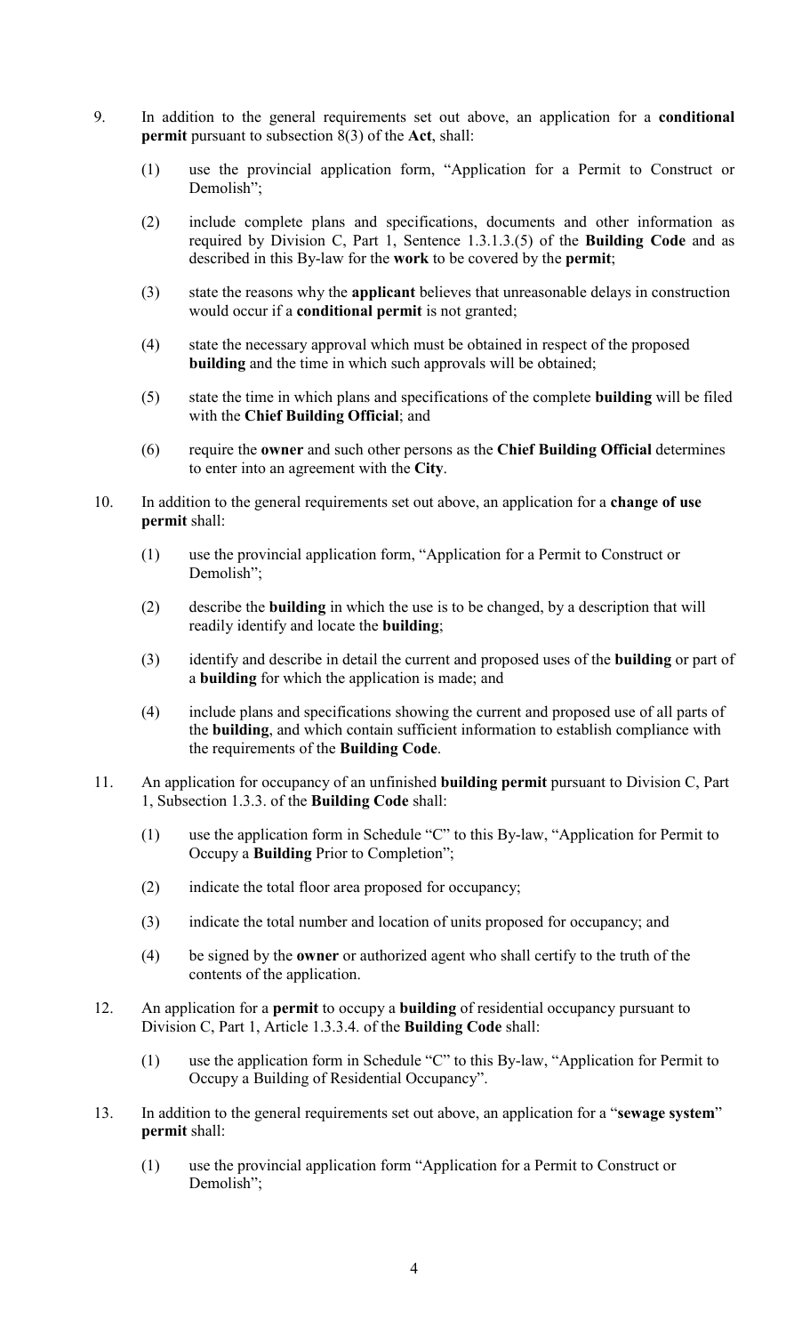9. In addition to the general requirements set out above, an application for a **conditional permit** pursuant to subsection 8(3) of the **Act**, shall:

   (1) use the provincial application form, "Application for a Permit to Construct or Demolish";

   (2) include complete plans and specifications, documents and other information as required by Division C, Part 1, Sentence 1.3.1.3.(5) of the **Building Code** and as described in this By-law for the **work** to be covered by the **permit**;

   (3) state the reasons why the **applicant** believes that unreasonable delays in construction would occur if a **conditional permit** is not granted;

   (4) state the necessary approval which must be obtained in respect of the proposed **building** and the time in which such approvals will be obtained;

   (5) state the time in which plans and specifications of the complete **building** will be filed with the **Chief Building Official**; and

   (6) require the **owner** and such other persons as the **Chief Building Official** determines to enter into an agreement with the **City**.

10. In addition to the general requirements set out above, an application for a **change of use permit** shall:

    (1) use the provincial application form, "Application for a Permit to Construct or Demolish";

    (2) describe the **building** in which the use is to be changed, by a description that will readily identify and locate the **building**;

    (3) identify and describe in detail the current and proposed uses of the **building** or part of a **building** for which the application is made; and

    (4) include plans and specifications showing the current and proposed use of all parts of the **building**, and which contain sufficient information to establish compliance with the requirements of the **Building Code**.

11. An application for occupancy of an unfinished **building permit** pursuant to Division C, Part 1, Subsection 1.3.3. of the **Building Code** shall:

    (1) use the application form in Schedule "C" to this By-law, "Application for Permit to Occupy a **Building** Prior to Completion";

    (2) indicate the total floor area proposed for occupancy;

    (3) indicate the total number and location of units proposed for occupancy; and

    (4) be signed by the **owner** or authorized agent who shall certify to the truth of the contents of the application.

12. An application for a **permit** to occupy a **building** of residential occupancy pursuant to Division C, Part 1, Article 1.3.3.4. of the **Building Code** shall:

    (1) use the application form in Schedule "C" to this By-law, "Application for Permit to Occupy a Building of Residential Occupancy".

13. In addition to the general requirements set out above, an application for a "**sewage system**" **permit** shall:

    (1) use the provincial application form "Application for a Permit to Construct or Demolish";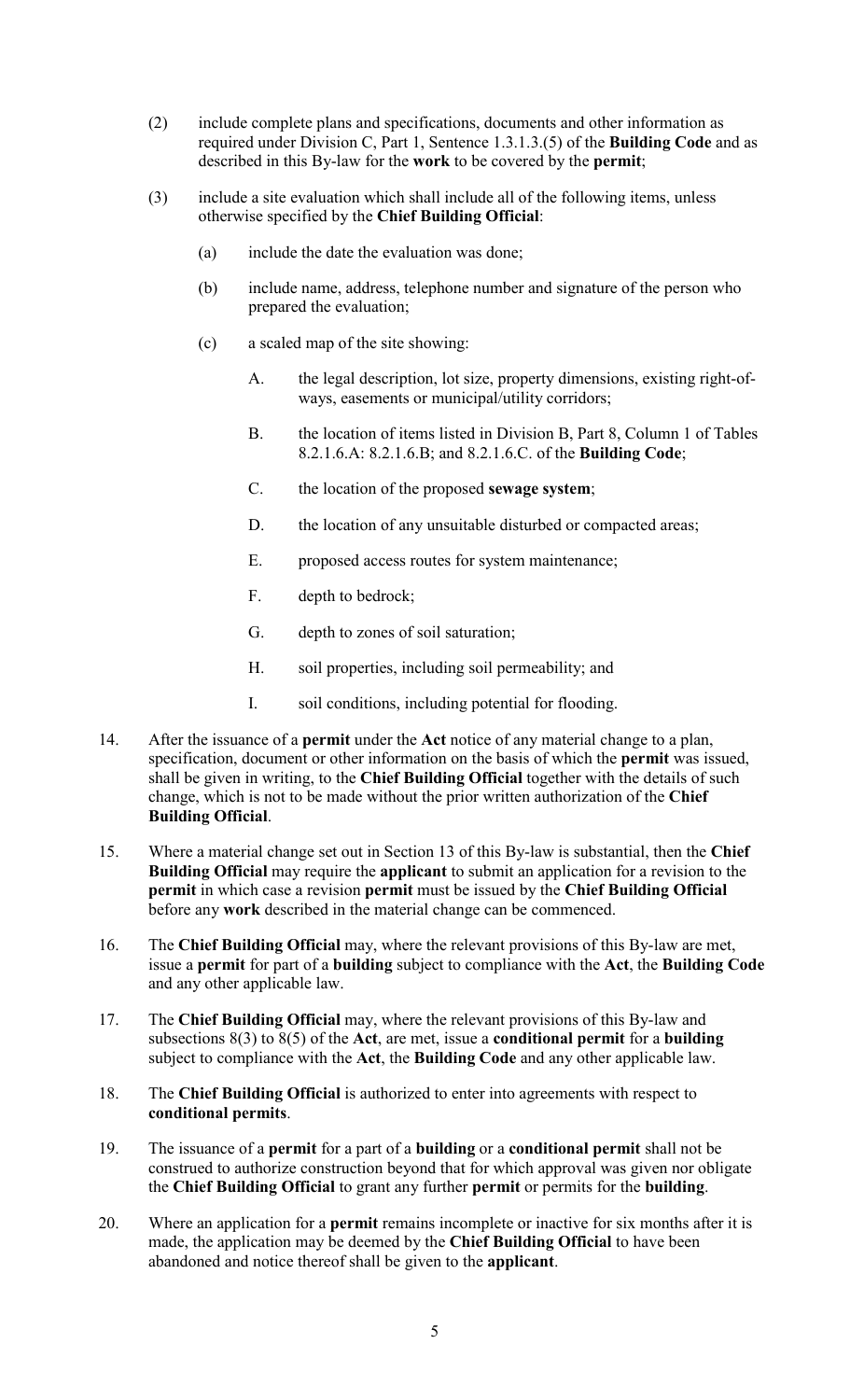(2) include complete plans and specifications, documents and other information as required under Division C, Part 1, Sentence 1.3.1.3.(5) of the **Building Code** and as described in this By-law for the **work** to be covered by the **permit**;

(3) include a site evaluation which shall include all of the following items, unless otherwise specified by the **Chief Building Official**:

   (a) include the date the evaluation was done;

   (b) include name, address, telephone number and signature of the person who prepared the evaluation;

   (c) a scaled map of the site showing:

      A. the legal description, lot size, property dimensions, existing right-of-ways, easements or municipal/utility corridors;

      B. the location of items listed in Division B, Part 8, Column 1 of Tables 8.2.1.6.A: 8.2.1.6.B; and 8.2.1.6.C. of the **Building Code**;

      C. the location of the proposed **sewage system**;

      D. the location of any unsuitable disturbed or compacted areas;

      E. proposed access routes for system maintenance;

      F. depth to bedrock;

      G. depth to zones of soil saturation;

      H. soil properties, including soil permeability; and

      I. soil conditions, including potential for flooding.

14. After the issuance of a **permit** under the **Act** notice of any material change to a plan, specification, document or other information on the basis of which the **permit** was issued, shall be given in writing, to the **Chief Building Official** together with the details of such change, which is not to be made without the prior written authorization of the **Chief Building Official**.

15. Where a material change set out in Section 13 of this By-law is substantial, then the **Chief Building Official** may require the **applicant** to submit an application for a revision to the **permit** in which case a revision **permit** must be issued by the **Chief Building Official** before any **work** described in the material change can be commenced.

16. The **Chief Building Official** may, where the relevant provisions of this By-law are met, issue a **permit** for part of a **building** subject to compliance with the **Act**, the **Building Code** and any other applicable law.

17. The **Chief Building Official** may, where the relevant provisions of this By-law and subsections 8(3) to 8(5) of the **Act**, are met, issue a **conditional permit** for a **building** subject to compliance with the **Act**, the **Building Code** and any other applicable law.

18. The **Chief Building Official** is authorized to enter into agreements with respect to **conditional permits**.

19. The issuance of a **permit** for a part of a **building** or a **conditional permit** shall not be construed to authorize construction beyond that for which approval was given nor obligate the **Chief Building Official** to grant any further **permit** or permits for the **building**.

20. Where an application for a **permit** remains incomplete or inactive for six months after it is made, the application may be deemed by the **Chief Building Official** to have been abandoned and notice thereof shall be given to the **applicant**.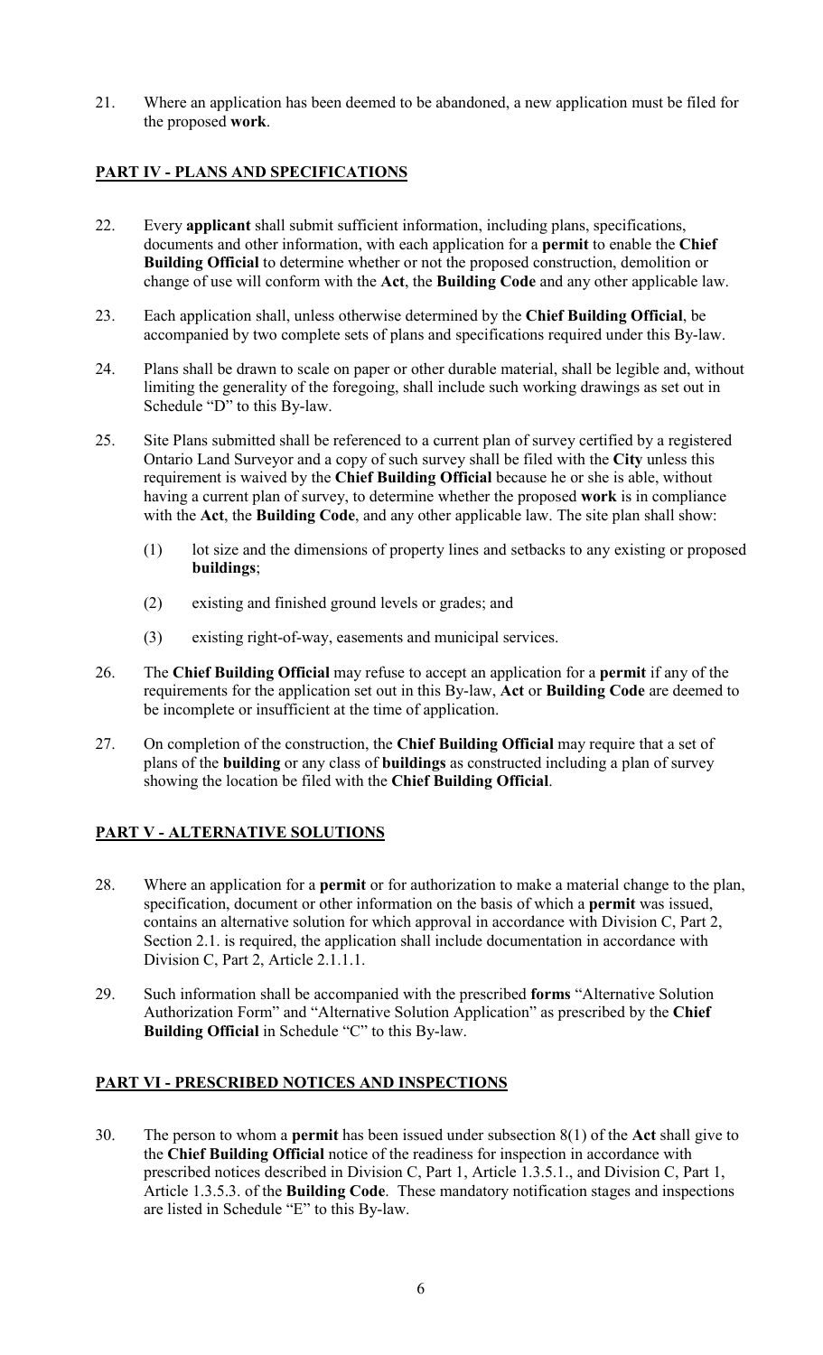21. Where an application has been deemed to be abandoned, a new application must be filed for the proposed **work**.

## PART IV - PLANS AND SPECIFICATIONS

22. Every **applicant** shall submit sufficient information, including plans, specifications, documents and other information, with each application for a **permit** to enable the **Chief Building Official** to determine whether or not the proposed construction, demolition or change of use will conform with the **Act**, the **Building Code** and any other applicable law.

23. Each application shall, unless otherwise determined by the **Chief Building Official**, be accompanied by two complete sets of plans and specifications required under this By-law.

24. Plans shall be drawn to scale on paper or other durable material, shall be legible and, without limiting the generality of the foregoing, shall include such working drawings as set out in Schedule "D" to this By-law.

25. Site Plans submitted shall be referenced to a current plan of survey certified by a registered Ontario Land Surveyor and a copy of such survey shall be filed with the **City** unless this requirement is waived by the **Chief Building Official** because he or she is able, without having a current plan of survey, to determine whether the proposed **work** is in compliance with the **Act**, the **Building Code**, and any other applicable law. The site plan shall show:

    (1) lot size and the dimensions of property lines and setbacks to any existing or proposed **buildings**;

    (2) existing and finished ground levels or grades; and

    (3) existing right-of-way, easements and municipal services.

26. The **Chief Building Official** may refuse to accept an application for a **permit** if any of the requirements for the application set out in this By-law, **Act** or **Building Code** are deemed to be incomplete or insufficient at the time of application.

27. On completion of the construction, the **Chief Building Official** may require that a set of plans of the **building** or any class of **buildings** as constructed including a plan of survey showing the location be filed with the **Chief Building Official**.

## PART V - ALTERNATIVE SOLUTIONS

28. Where an application for a **permit** or for authorization to make a material change to the plan, specification, document or other information on the basis of which a **permit** was issued, contains an alternative solution for which approval in accordance with Division C, Part 2, Section 2.1. is required, the application shall include documentation in accordance with Division C, Part 2, Article 2.1.1.1.

29. Such information shall be accompanied with the prescribed **forms** "Alternative Solution Authorization Form" and "Alternative Solution Application" as prescribed by the **Chief Building Official** in Schedule "C" to this By-law.

## PART VI - PRESCRIBED NOTICES AND INSPECTIONS

30. The person to whom a **permit** has been issued under subsection 8(1) of the **Act** shall give to the **Chief Building Official** notice of the readiness for inspection in accordance with prescribed notices described in Division C, Part 1, Article 1.3.5.1., and Division C, Part 1, Article 1.3.5.3. of the **Building Code**. These mandatory notification stages and inspections are listed in Schedule "E" to this By-law.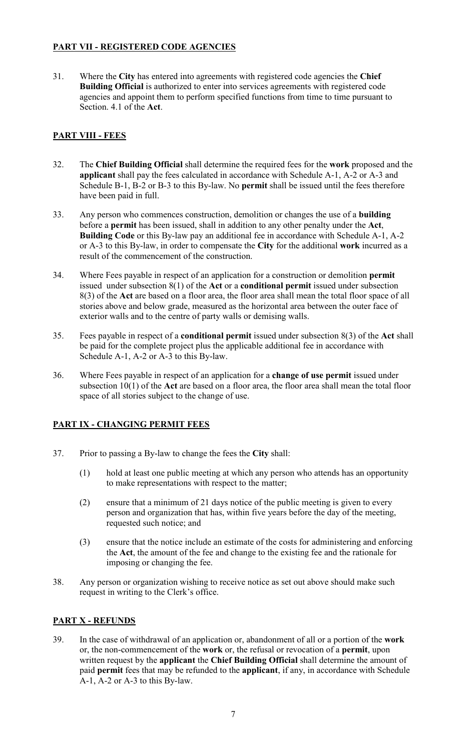## **PART VII - REGISTERED CODE AGENCIES**

31. Where the **City** has entered into agreements with registered code agencies the **Chief Building Official** is authorized to enter into services agreements with registered code agencies and appoint them to perform specified functions from time to time pursuant to Section. 4.1 of the **Act**.

## **PART VIII - FEES**

32. The **Chief Building Official** shall determine the required fees for the **work** proposed and the **applicant** shall pay the fees calculated in accordance with Schedule A-1, A-2 or A-3 and Schedule B-1, B-2 or B-3 to this By-law. No **permit** shall be issued until the fees therefore have been paid in full.

33. Any person who commences construction, demolition or changes the use of a **building** before a **permit** has been issued, shall in addition to any other penalty under the **Act**, **Building Code** or this By-law pay an additional fee in accordance with Schedule A-1, A-2 or A-3 to this By-law, in order to compensate the **City** for the additional **work** incurred as a result of the commencement of the construction.

34. Where Fees payable in respect of an application for a construction or demolition **permit** issued under subsection 8(1) of the **Act** or a **conditional permit** issued under subsection 8(3) of the **Act** are based on a floor area, the floor area shall mean the total floor space of all stories above and below grade, measured as the horizontal area between the outer face of exterior walls and to the centre of party walls or demising walls.

35. Fees payable in respect of a **conditional permit** issued under subsection 8(3) of the **Act** shall be paid for the complete project plus the applicable additional fee in accordance with Schedule A-1, A-2 or A-3 to this By-law.

36. Where Fees payable in respect of an application for a **change of use permit** issued under subsection 10(1) of the **Act** are based on a floor area, the floor area shall mean the total floor space of all stories subject to the change of use.

## **PART IX - CHANGING PERMIT FEES**

37. Prior to passing a By-law to change the fees the **City** shall:

    (1) hold at least one public meeting at which any person who attends has an opportunity to make representations with respect to the matter;

    (2) ensure that a minimum of 21 days notice of the public meeting is given to every person and organization that has, within five years before the day of the meeting, requested such notice; and

    (3) ensure that the notice include an estimate of the costs for administering and enforcing the **Act**, the amount of the fee and change to the existing fee and the rationale for imposing or changing the fee.

38. Any person or organization wishing to receive notice as set out above should make such request in writing to the Clerk's office.

## **PART X - REFUNDS**

39. In the case of withdrawal of an application or, abandonment of all or a portion of the **work** or, the non-commencement of the **work** or, the refusal or revocation of a **permit**, upon written request by the **applicant** the **Chief Building Official** shall determine the amount of paid **permit** fees that may be refunded to the **applicant**, if any, in accordance with Schedule A-1, A-2 or A-3 to this By-law.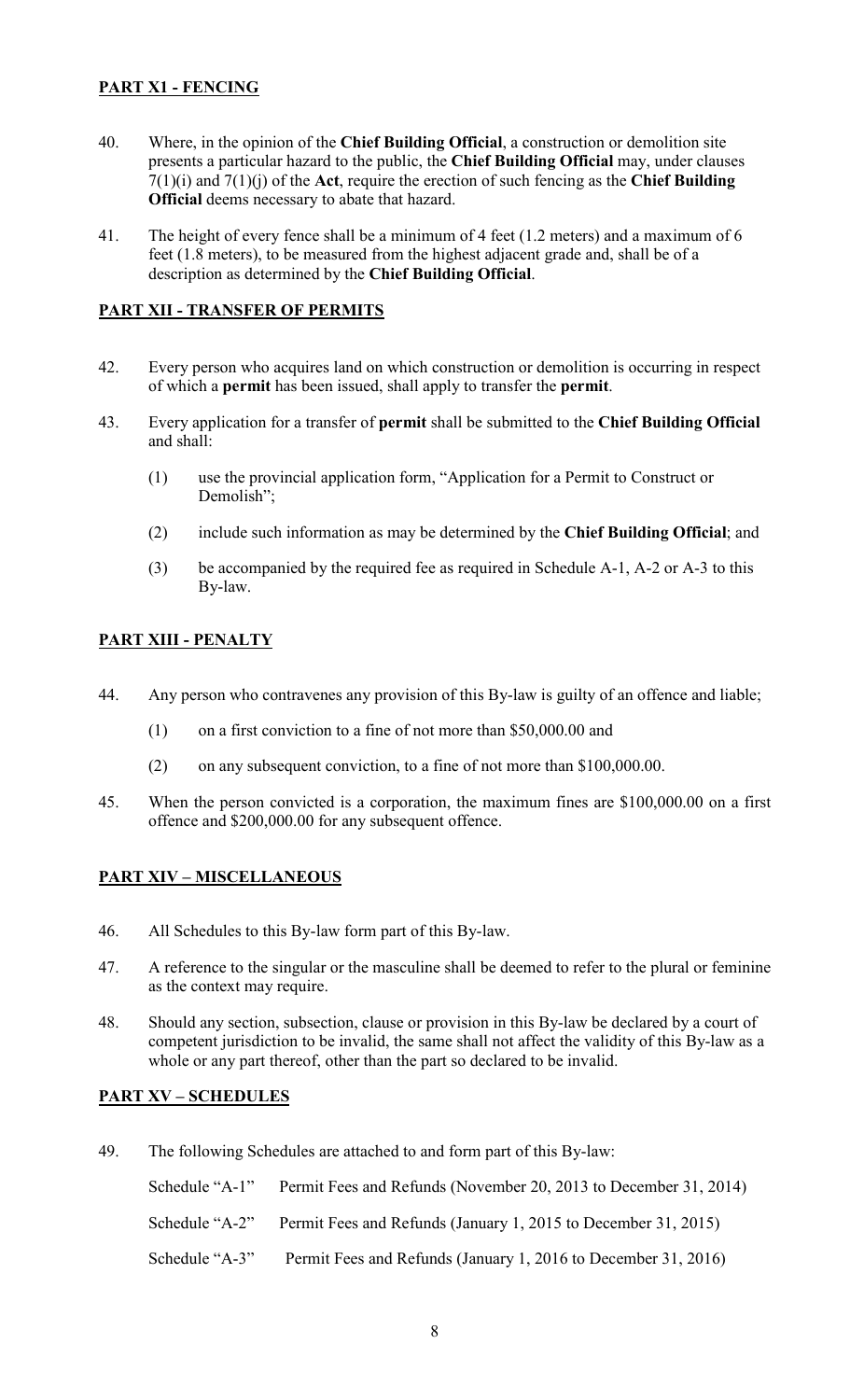## PART X1 - FENCING

40. Where, in the opinion of the **Chief Building Official**, a construction or demolition site presents a particular hazard to the public, the **Chief Building Official** may, under clauses 7(1)(i) and 7(1)(j) of the **Act**, require the erection of such fencing as the **Chief Building Official** deems necessary to abate that hazard.

41. The height of every fence shall be a minimum of 4 feet (1.2 meters) and a maximum of 6 feet (1.8 meters), to be measured from the highest adjacent grade and, shall be of a description as determined by the **Chief Building Official**.

## PART XII - TRANSFER OF PERMITS

42. Every person who acquires land on which construction or demolition is occurring in respect of which a **permit** has been issued, shall apply to transfer the **permit**.

43. Every application for a transfer of **permit** shall be submitted to the **Chief Building Official** and shall:

    (1) use the provincial application form, "Application for a Permit to Construct or Demolish";

    (2) include such information as may be determined by the **Chief Building Official**; and

    (3) be accompanied by the required fee as required in Schedule A-1, A-2 or A-3 to this By-law.

## PART XIII - PENALTY

44. Any person who contravenes any provision of this By-law is guilty of an offence and liable;

    (1) on a first conviction to a fine of not more than \$50,000.00 and

    (2) on any subsequent conviction, to a fine of not more than \$100,000.00.

45. When the person convicted is a corporation, the maximum fines are \$100,000.00 on a first offence and \$200,000.00 for any subsequent offence.

## PART XIV – MISCELLANEOUS

46. All Schedules to this By-law form part of this By-law.

47. A reference to the singular or the masculine shall be deemed to refer to the plural or feminine as the context may require.

48. Should any section, subsection, clause or provision in this By-law be declared by a court of competent jurisdiction to be invalid, the same shall not affect the validity of this By-law as a whole or any part thereof, other than the part so declared to be invalid.

## PART XV – SCHEDULES

49. The following Schedules are attached to and form part of this By-law:

    Schedule "A-1" Permit Fees and Refunds (November 20, 2013 to December 31, 2014)

    Schedule "A-2" Permit Fees and Refunds (January 1, 2015 to December 31, 2015)

    Schedule "A-3" Permit Fees and Refunds (January 1, 2016 to December 31, 2016)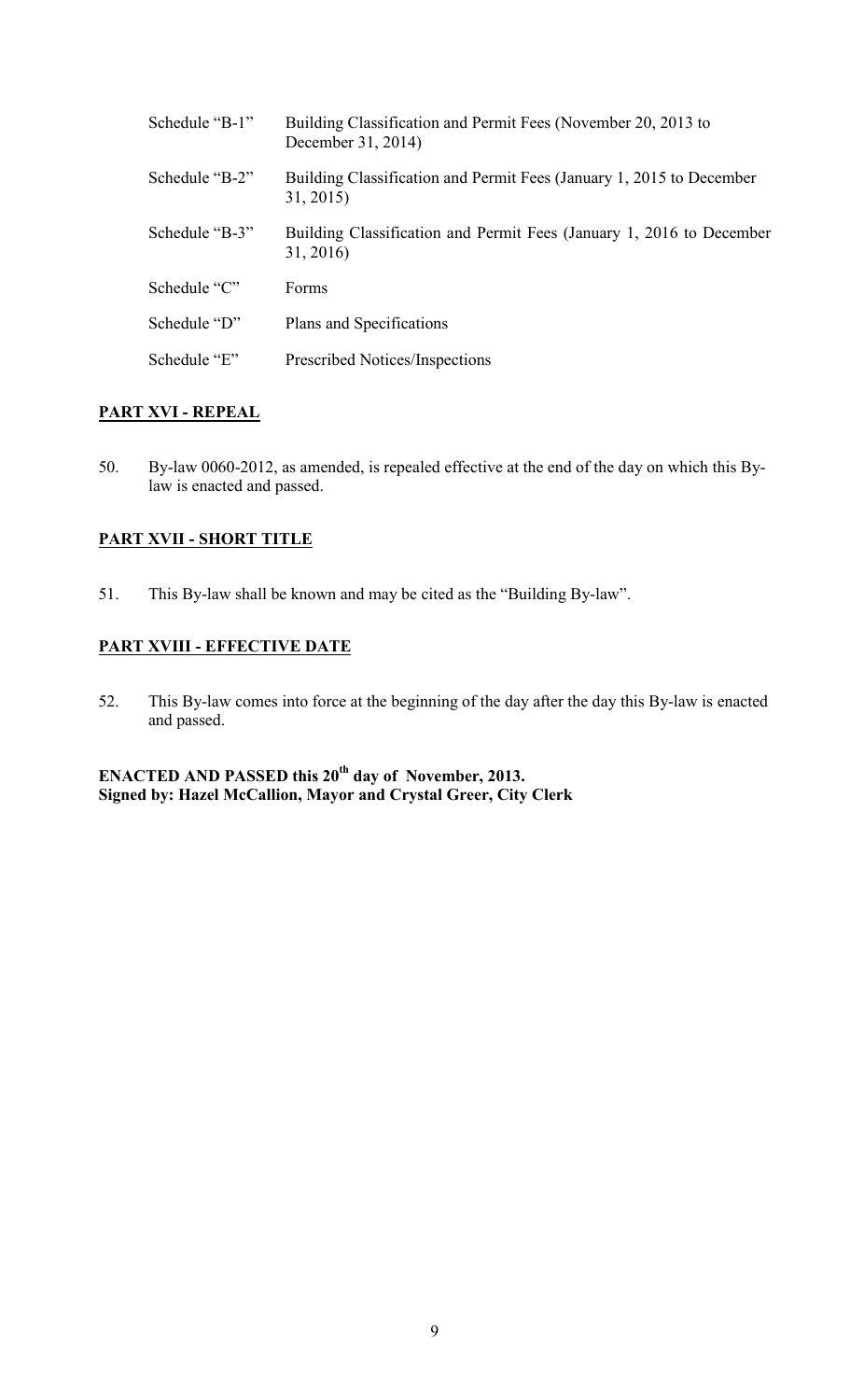| | |
|---|---|
| Schedule "B-1" | Building Classification and Permit Fees (November 20, 2013 to December 31, 2014) |
| Schedule "B-2" | Building Classification and Permit Fees (January 1, 2015 to December 31, 2015) |
| Schedule "B-3" | Building Classification and Permit Fees (January 1, 2016 to December 31, 2016) |
| Schedule "C" | Forms |
| Schedule "D" | Plans and Specifications |
| Schedule "E" | Prescribed Notices/Inspections |

## PART XVI - REPEAL

50. By-law 0060-2012, as amended, is repealed effective at the end of the day on which this By-law is enacted and passed.

## PART XVII - SHORT TITLE

51. This By-law shall be known and may be cited as the "Building By-law".

## PART XVIII - EFFECTIVE DATE

52. This By-law comes into force at the beginning of the day after the day this By-law is enacted and passed.

**ENACTED AND PASSED this 20th day of November, 2013.**
**Signed by: Hazel McCallion, Mayor and Crystal Greer, City Clerk**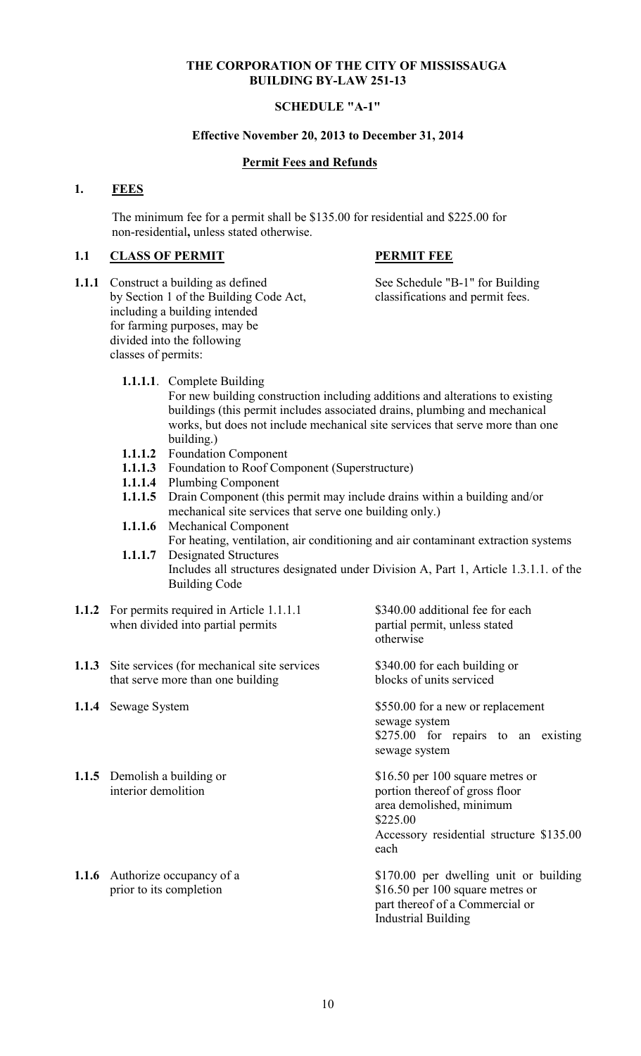**THE CORPORATION OF THE CITY OF MISSISSAUGA**
**BUILDING BY-LAW 251-13**

**SCHEDULE "A-1"**

**Effective November 20, 2013 to December 31, 2014**

**Permit Fees and Refunds**

## 1. FEES

The minimum fee for a permit shall be $135.00 for residential and $225.00 for non-residential**,** unless stated otherwise.

| **1.1 CLASS OF PERMIT** | **PERMIT FEE** |
|---|---|
| **1.1.1** Construct a building as defined by Section 1 of the Building Code Act, including a building intended for farming purposes, may be divided into the following classes of permits: | See Schedule "B-1" for Building classifications and permit fees. |

- **1.1.1.1**. Complete Building
  For new building construction including additions and alterations to existing buildings (this permit includes associated drains, plumbing and mechanical works, but does not include mechanical site services that serve more than one building.)
- **1.1.1.2** Foundation Component
- **1.1.1.3** Foundation to Roof Component (Superstructure)
- **1.1.1.4** Plumbing Component
- **1.1.1.5** Drain Component (this permit may include drains within a building and/or mechanical site services that serve one building only.)
- **1.1.1.6** Mechanical Component
  For heating, ventilation, air conditioning and air contaminant extraction systems
- **1.1.1.7** Designated Structures
  Includes all structures designated under Division A, Part 1, Article 1.3.1.1. of the Building Code

| | |
|---|---|
| **1.1.2** For permits required in Article 1.1.1.1 when divided into partial permits | $340.00 additional fee for each partial permit, unless stated otherwise |
| **1.1.3** Site services (for mechanical site services that serve more than one building | $340.00 for each building or blocks of units serviced |
| **1.1.4** Sewage System | $550.00 for a new or replacement sewage system<br>$275.00 for repairs to an existing sewage system |
| **1.1.5** Demolish a building or interior demolition | $16.50 per 100 square metres or portion thereof of gross floor area demolished, minimum $225.00<br>Accessory residential structure $135.00 each |
| **1.1.6** Authorize occupancy of a prior to its completion | $170.00 per dwelling unit or building<br>$16.50 per 100 square metres or part thereof of a Commercial or Industrial Building |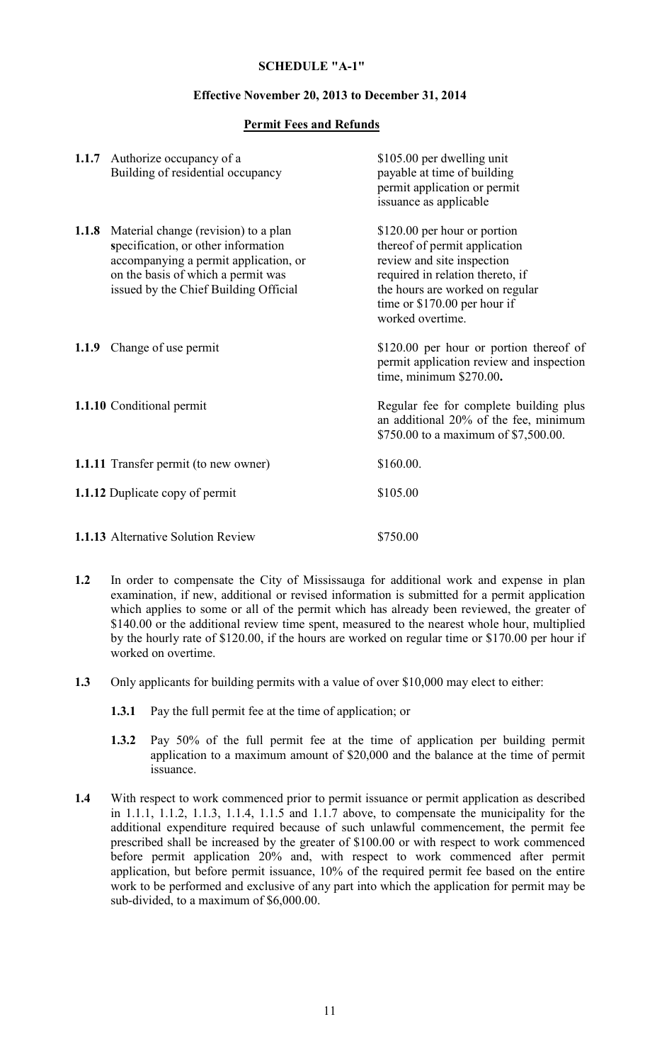**SCHEDULE "A-1"**

**Effective November 20, 2013 to December 31, 2014**

**Permit Fees and Refunds**

| | |
|---|---|
| **1.1.7** Authorize occupancy of a Building of residential occupancy | $105.00 per dwelling unit payable at time of building permit application or permit issuance as applicable |
| **1.1.8** Material change (revision) to a plan **s**pecification, or other information accompanying a permit application, or on the basis of which a permit was issued by the Chief Building Official | $120.00 per hour or portion thereof of permit application review and site inspection required in relation thereto, if the hours are worked on regular time or $170.00 per hour if worked overtime. |
| **1.1.9** Change of use permit | $120.00 per hour or portion thereof of permit application review and inspection time, minimum $270.00**.** |
| **1.1.10** Conditional permit | Regular fee for complete building plus an additional 20% of the fee, minimum $750.00 to a maximum of $7,500.00. |
| **1.1.11** Transfer permit (to new owner) | $160.00. |
| **1.1.12** Duplicate copy of permit | $105.00 |
| **1.1.13** Alternative Solution Review | $750.00 |

**1.2** In order to compensate the City of Mississauga for additional work and expense in plan examination, if new, additional or revised information is submitted for a permit application which applies to some or all of the permit which has already been reviewed, the greater of $140.00 or the additional review time spent, measured to the nearest whole hour, multiplied by the hourly rate of $120.00, if the hours are worked on regular time or $170.00 per hour if worked on overtime.

**1.3** Only applicants for building permits with a value of over $10,000 may elect to either:

- **1.3.1** Pay the full permit fee at the time of application; or
- **1.3.2** Pay 50% of the full permit fee at the time of application per building permit application to a maximum amount of $20,000 and the balance at the time of permit issuance.

**1.4** With respect to work commenced prior to permit issuance or permit application as described in 1.1.1, 1.1.2, 1.1.3, 1.1.4, 1.1.5 and 1.1.7 above, to compensate the municipality for the additional expenditure required because of such unlawful commencement, the permit fee prescribed shall be increased by the greater of $100.00 or with respect to work commenced before permit application 20% and, with respect to work commenced after permit application, but before permit issuance, 10% of the required permit fee based on the entire work to be performed and exclusive of any part into which the application for permit may be sub-divided, to a maximum of $6,000.00.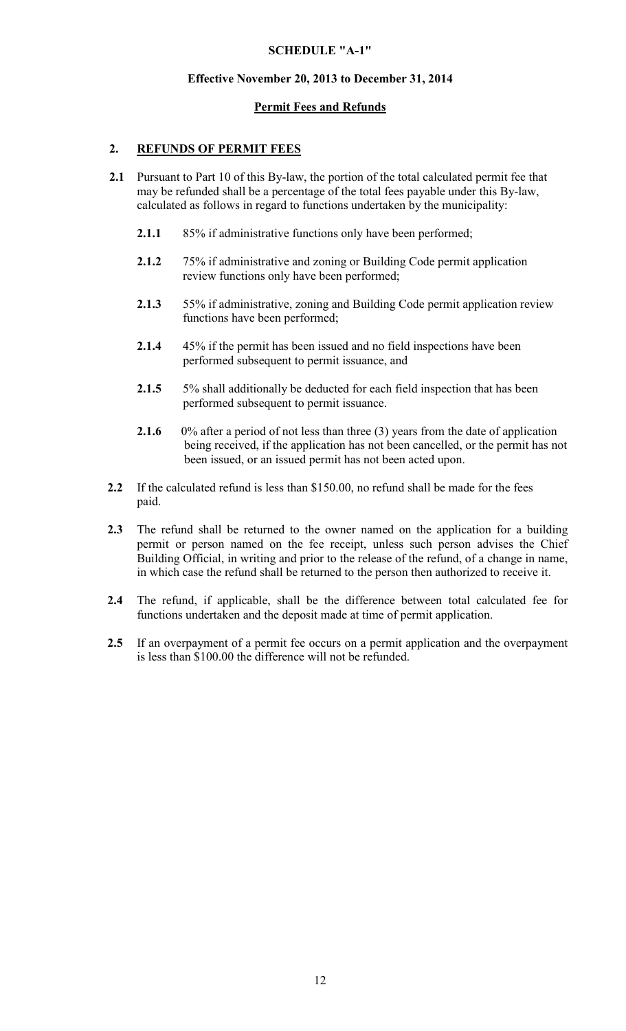**SCHEDULE "A-1"**

**Effective November 20, 2013 to December 31, 2014**

**Permit Fees and Refunds**

## 2. REFUNDS OF PERMIT FEES

**2.1** Pursuant to Part 10 of this By-law, the portion of the total calculated permit fee that may be refunded shall be a percentage of the total fees payable under this By-law, calculated as follows in regard to functions undertaken by the municipality:

**2.1.1** 85% if administrative functions only have been performed;

**2.1.2** 75% if administrative and zoning or Building Code permit application review functions only have been performed;

**2.1.3** 55% if administrative, zoning and Building Code permit application review functions have been performed;

**2.1.4** 45% if the permit has been issued and no field inspections have been performed subsequent to permit issuance, and

**2.1.5** 5% shall additionally be deducted for each field inspection that has been performed subsequent to permit issuance.

**2.1.6** 0% after a period of not less than three (3) years from the date of application being received, if the application has not been cancelled, or the permit has not been issued, or an issued permit has not been acted upon.

**2.2** If the calculated refund is less than $150.00, no refund shall be made for the fees paid.

**2.3** The refund shall be returned to the owner named on the application for a building permit or person named on the fee receipt, unless such person advises the Chief Building Official, in writing and prior to the release of the refund, of a change in name, in which case the refund shall be returned to the person then authorized to receive it.

**2.4** The refund, if applicable, shall be the difference between total calculated fee for functions undertaken and the deposit made at time of permit application.

**2.5** If an overpayment of a permit fee occurs on a permit application and the overpayment is less than $100.00 the difference will not be refunded.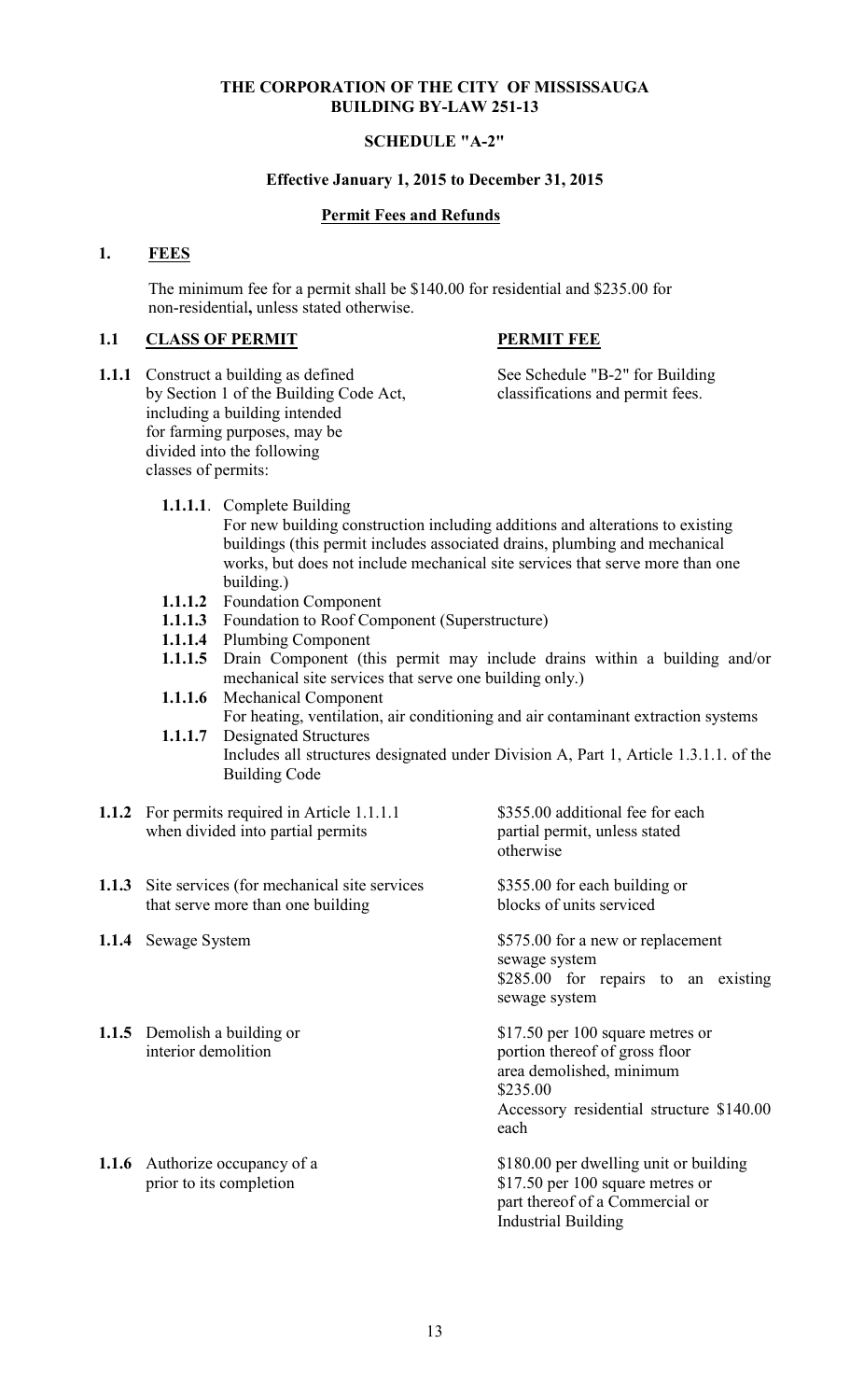**THE CORPORATION OF THE CITY OF MISSISSAUGA**
**BUILDING BY-LAW 251-13**

**SCHEDULE "A-2"**

**Effective January 1, 2015 to December 31, 2015**

**Permit Fees and Refunds**

## 1. FEES

The minimum fee for a permit shall be $140.00 for residential and $235.00 for non-residential**,** unless stated otherwise.

### 1.1 CLASS OF PERMIT — PERMIT FEE

| | CLASS OF PERMIT | PERMIT FEE |
|---|---|---|
| **1.1.1** | Construct a building as defined by Section 1 of the Building Code Act, including a building intended for farming purposes, may be divided into the following classes of permits: | See Schedule "B-2" for Building classifications and permit fees. |

- **1.1.1.1**. Complete Building
  For new building construction including additions and alterations to existing buildings (this permit includes associated drains, plumbing and mechanical works, but does not include mechanical site services that serve more than one building.)
- **1.1.1.2** Foundation Component
- **1.1.1.3** Foundation to Roof Component (Superstructure)
- **1.1.1.4** Plumbing Component
- **1.1.1.5** Drain Component (this permit may include drains within a building and/or mechanical site services that serve one building only.)
- **1.1.1.6** Mechanical Component
  For heating, ventilation, air conditioning and air contaminant extraction systems
- **1.1.1.7** Designated Structures
  Includes all structures designated under Division A, Part 1, Article 1.3.1.1. of the Building Code

| | CLASS OF PERMIT | PERMIT FEE |
|---|---|---|
| **1.1.2** | For permits required in Article 1.1.1.1 when divided into partial permits | $355.00 additional fee for each partial permit, unless stated otherwise |
| **1.1.3** | Site services (for mechanical site services that serve more than one building | $355.00 for each building or blocks of units serviced |
| **1.1.4** | Sewage System | $575.00 for a new or replacement sewage system<br>$285.00 for repairs to an existing sewage system |
| **1.1.5** | Demolish a building or interior demolition | $17.50 per 100 square metres or portion thereof of gross floor area demolished, minimum $235.00<br>Accessory residential structure $140.00 each |
| **1.1.6** | Authorize occupancy of a prior to its completion | $180.00 per dwelling unit or building<br>$17.50 per 100 square metres or part thereof of a Commercial or Industrial Building |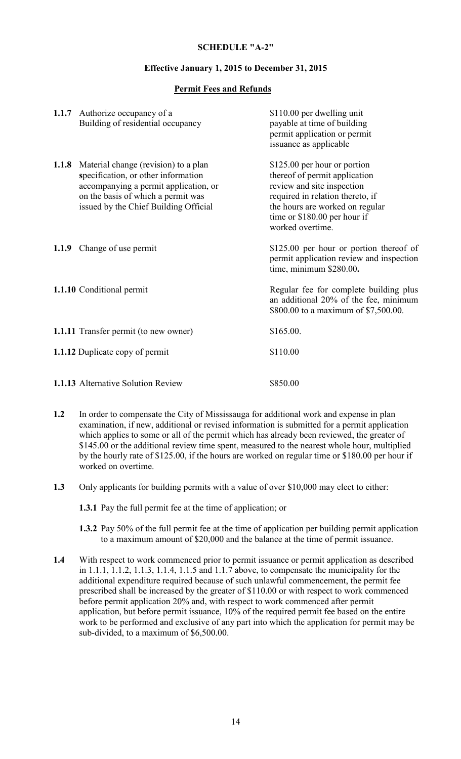**SCHEDULE "A-2"**

**Effective January 1, 2015 to December 31, 2015**

**Permit Fees and Refunds**

| | | |
|---|---|---|
| **1.1.7** | Authorize occupancy of a Building of residential occupancy | \$110.00 per dwelling unit payable at time of building permit application or permit issuance as applicable |
| **1.1.8** | Material change (revision) to a plan **s**pecification, or other information accompanying a permit application, or on the basis of which a permit was issued by the Chief Building Official | \$125.00 per hour or portion thereof of permit application review and site inspection required in relation thereto, if the hours are worked on regular time or \$180.00 per hour if worked overtime. |
| **1.1.9** | Change of use permit | \$125.00 per hour or portion thereof of permit application review and inspection time, minimum \$280.00**.** |
| **1.1.10** | Conditional permit | Regular fee for complete building plus an additional 20% of the fee, minimum \$800.00 to a maximum of \$7,500.00. |
| **1.1.11** | Transfer permit (to new owner) | \$165.00. |
| **1.1.12** | Duplicate copy of permit | \$110.00 |
| **1.1.13** | Alternative Solution Review | \$850.00 |

**1.2** In order to compensate the City of Mississauga for additional work and expense in plan examination, if new, additional or revised information is submitted for a permit application which applies to some or all of the permit which has already been reviewed, the greater of \$145.00 or the additional review time spent, measured to the nearest whole hour, multiplied by the hourly rate of \$125.00, if the hours are worked on regular time or \$180.00 per hour if worked on overtime.

**1.3** Only applicants for building permits with a value of over \$10,000 may elect to either:

**1.3.1** Pay the full permit fee at the time of application; or

**1.3.2** Pay 50% of the full permit fee at the time of application per building permit application to a maximum amount of \$20,000 and the balance at the time of permit issuance.

**1.4** With respect to work commenced prior to permit issuance or permit application as described in 1.1.1, 1.1.2, 1.1.3, 1.1.4, 1.1.5 and 1.1.7 above, to compensate the municipality for the additional expenditure required because of such unlawful commencement, the permit fee prescribed shall be increased by the greater of \$110.00 or with respect to work commenced before permit application 20% and, with respect to work commenced after permit application, but before permit issuance, 10% of the required permit fee based on the entire work to be performed and exclusive of any part into which the application for permit may be sub-divided, to a maximum of \$6,500.00.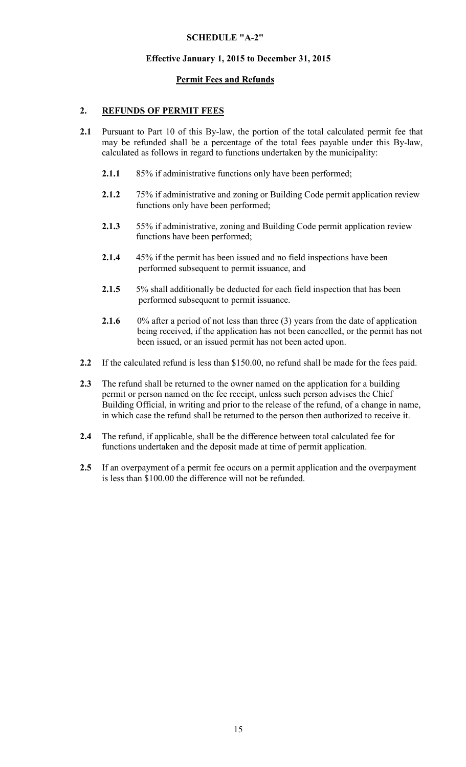**SCHEDULE "A-2"**

**Effective January 1, 2015 to December 31, 2015**

**Permit Fees and Refunds**

## 2. REFUNDS OF PERMIT FEES

**2.1** Pursuant to Part 10 of this By-law, the portion of the total calculated permit fee that may be refunded shall be a percentage of the total fees payable under this By-law, calculated as follows in regard to functions undertaken by the municipality:

- **2.1.1** 85% if administrative functions only have been performed;
- **2.1.2** 75% if administrative and zoning or Building Code permit application review functions only have been performed;
- **2.1.3** 55% if administrative, zoning and Building Code permit application review functions have been performed;
- **2.1.4** 45% if the permit has been issued and no field inspections have been performed subsequent to permit issuance, and
- **2.1.5** 5% shall additionally be deducted for each field inspection that has been performed subsequent to permit issuance.
- **2.1.6** 0% after a period of not less than three (3) years from the date of application being received, if the application has not been cancelled, or the permit has not been issued, or an issued permit has not been acted upon.

**2.2** If the calculated refund is less than $150.00, no refund shall be made for the fees paid.

**2.3** The refund shall be returned to the owner named on the application for a building permit or person named on the fee receipt, unless such person advises the Chief Building Official, in writing and prior to the release of the refund, of a change in name, in which case the refund shall be returned to the person then authorized to receive it.

**2.4** The refund, if applicable, shall be the difference between total calculated fee for functions undertaken and the deposit made at time of permit application.

**2.5** If an overpayment of a permit fee occurs on a permit application and the overpayment is less than $100.00 the difference will not be refunded.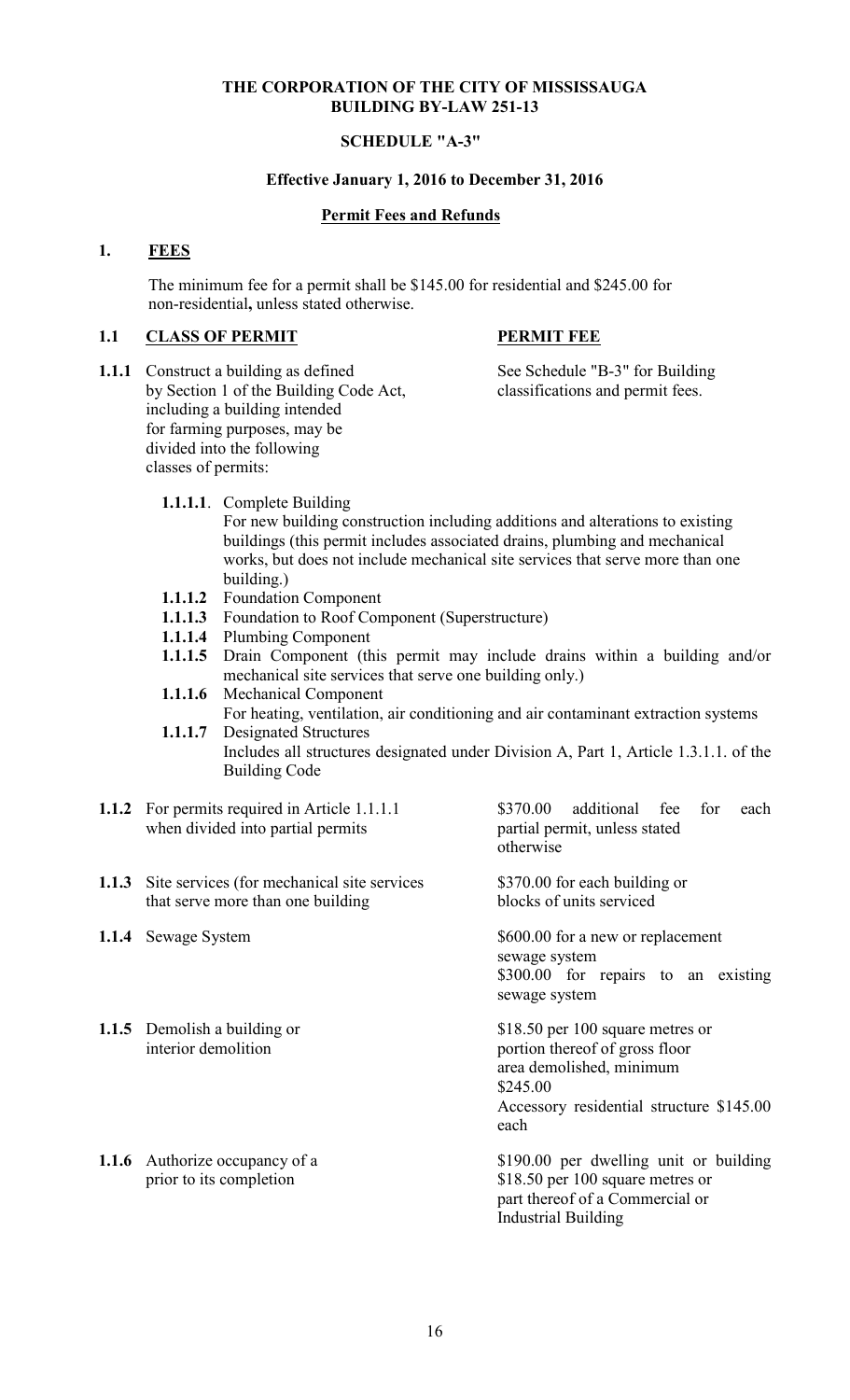**THE CORPORATION OF THE CITY OF MISSISSAUGA**
**BUILDING BY-LAW 251-13**

**SCHEDULE "A-3"**

**Effective January 1, 2016 to December 31, 2016**

**Permit Fees and Refunds**

## 1. FEES

The minimum fee for a permit shall be $145.00 for residential and $245.00 for non-residential**,** unless stated otherwise.

| **1.1** | **CLASS OF PERMIT** | **PERMIT FEE** |
|---|---|---|
| **1.1.1** | Construct a building as defined by Section 1 of the Building Code Act, including a building intended for farming purposes, may be divided into the following classes of permits: | See Schedule "B-3" for Building classifications and permit fees. |

- **1.1.1.1**. Complete Building
  For new building construction including additions and alterations to existing buildings (this permit includes associated drains, plumbing and mechanical works, but does not include mechanical site services that serve more than one building.)
- **1.1.1.2** Foundation Component
- **1.1.1.3** Foundation to Roof Component (Superstructure)
- **1.1.1.4** Plumbing Component
- **1.1.1.5** Drain Component (this permit may include drains within a building and/or mechanical site services that serve one building only.)
- **1.1.1.6** Mechanical Component
  For heating, ventilation, air conditioning and air contaminant extraction systems
- **1.1.1.7** Designated Structures
  Includes all structures designated under Division A, Part 1, Article 1.3.1.1. of the Building Code

| | | |
|---|---|---|
| **1.1.2** | For permits required in Article 1.1.1.1 when divided into partial permits | $370.00 additional fee for each partial permit, unless stated otherwise |
| **1.1.3** | Site services (for mechanical site services that serve more than one building | $370.00 for each building or blocks of units serviced |
| **1.1.4** | Sewage System | $600.00 for a new or replacement sewage system<br>$300.00 for repairs to an existing sewage system |
| **1.1.5** | Demolish a building or interior demolition | $18.50 per 100 square metres or portion thereof of gross floor area demolished, minimum $245.00<br>Accessory residential structure $145.00 each |
| **1.1.6** | Authorize occupancy of a prior to its completion | $190.00 per dwelling unit or building<br>$18.50 per 100 square metres or part thereof of a Commercial or Industrial Building |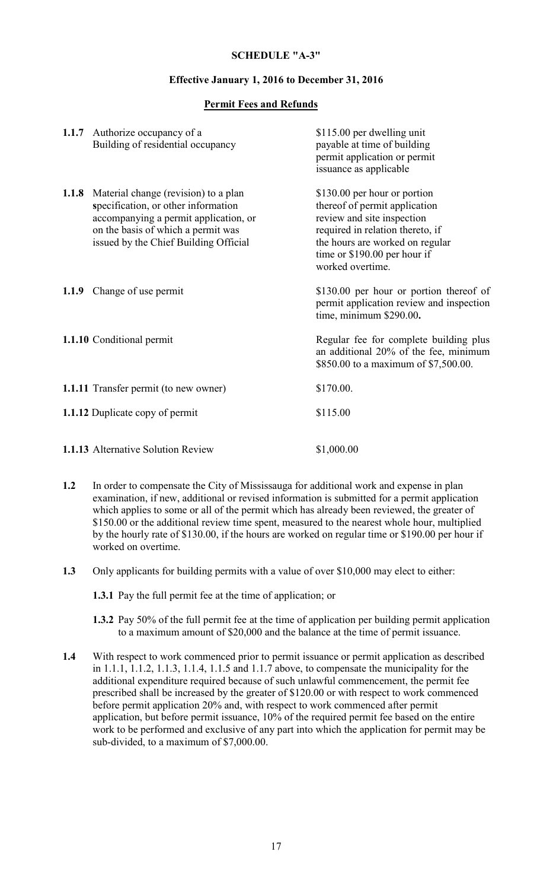**SCHEDULE "A-3"**

**Effective January 1, 2016 to December 31, 2016**

**Permit Fees and Refunds**

| | |
|---|---|
| **1.1.7** Authorize occupancy of a Building of residential occupancy | $115.00 per dwelling unit payable at time of building permit application or permit issuance as applicable |
| **1.1.8** Material change (revision) to a plan **s**pecification, or other information accompanying a permit application, or on the basis of which a permit was issued by the Chief Building Official | $130.00 per hour or portion thereof of permit application review and site inspection required in relation thereto, if the hours are worked on regular time or $190.00 per hour if worked overtime. |
| **1.1.9** Change of use permit | $130.00 per hour or portion thereof of permit application review and inspection time, minimum $290.00**.** |
| **1.1.10** Conditional permit | Regular fee for complete building plus an additional 20% of the fee, minimum $850.00 to a maximum of $7,500.00. |
| **1.1.11** Transfer permit (to new owner) | $170.00. |
| **1.1.12** Duplicate copy of permit | $115.00 |
| **1.1.13** Alternative Solution Review | $1,000.00 |

**1.2** In order to compensate the City of Mississauga for additional work and expense in plan examination, if new, additional or revised information is submitted for a permit application which applies to some or all of the permit which has already been reviewed, the greater of $150.00 or the additional review time spent, measured to the nearest whole hour, multiplied by the hourly rate of $130.00, if the hours are worked on regular time or $190.00 per hour if worked on overtime.

**1.3** Only applicants for building permits with a value of over $10,000 may elect to either:

**1.3.1** Pay the full permit fee at the time of application; or

**1.3.2** Pay 50% of the full permit fee at the time of application per building permit application to a maximum amount of $20,000 and the balance at the time of permit issuance.

**1.4** With respect to work commenced prior to permit issuance or permit application as described in 1.1.1, 1.1.2, 1.1.3, 1.1.4, 1.1.5 and 1.1.7 above, to compensate the municipality for the additional expenditure required because of such unlawful commencement, the permit fee prescribed shall be increased by the greater of $120.00 or with respect to work commenced before permit application 20% and, with respect to work commenced after permit application, but before permit issuance, 10% of the required permit fee based on the entire work to be performed and exclusive of any part into which the application for permit may be sub-divided, to a maximum of $7,000.00.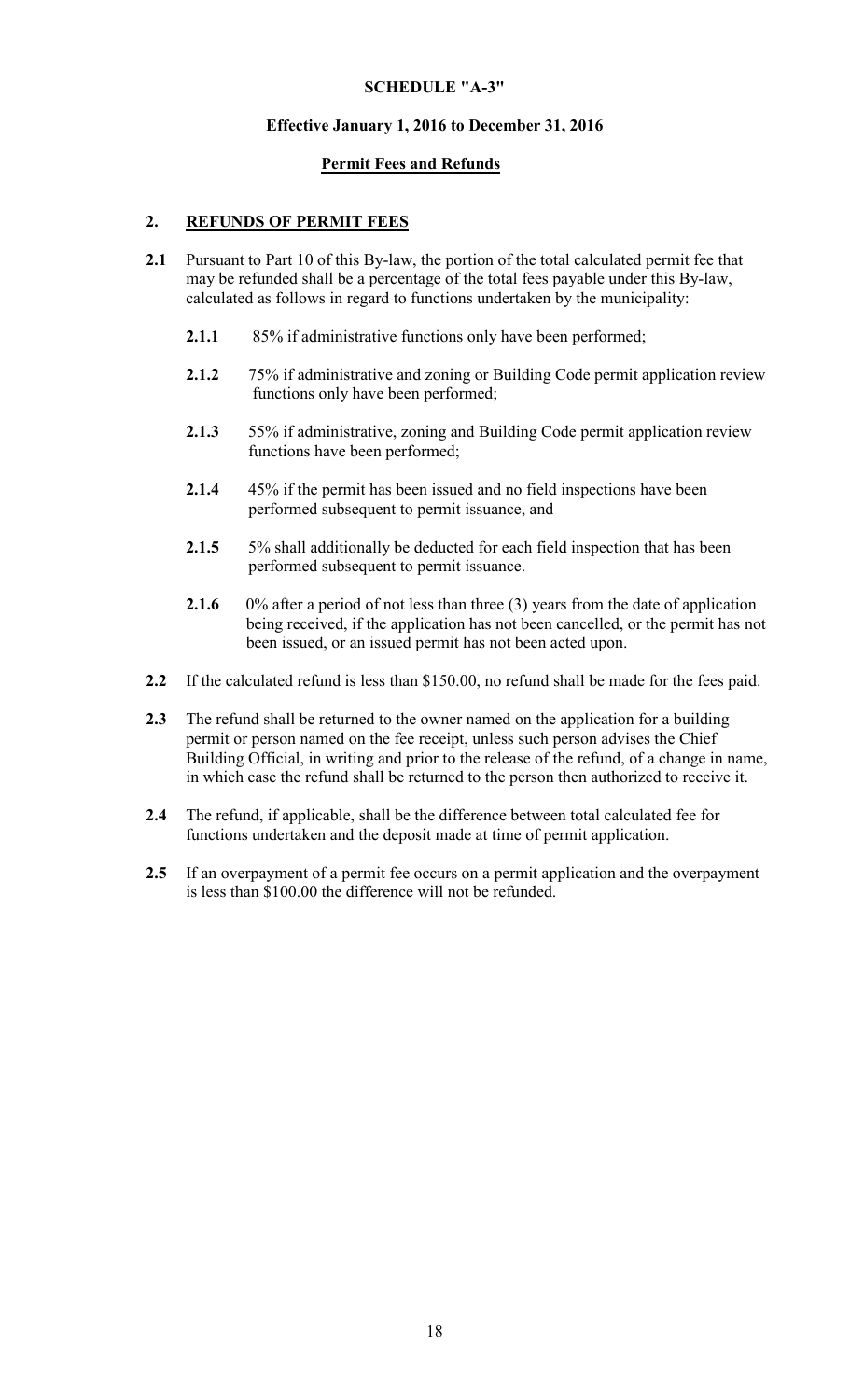**SCHEDULE "A-3"**

**Effective January 1, 2016 to December 31, 2016**

**Permit Fees and Refunds**

## 2. REFUNDS OF PERMIT FEES

**2.1** Pursuant to Part 10 of this By-law, the portion of the total calculated permit fee that may be refunded shall be a percentage of the total fees payable under this By-law, calculated as follows in regard to functions undertaken by the municipality:

- **2.1.1** 85% if administrative functions only have been performed;
- **2.1.2** 75% if administrative and zoning or Building Code permit application review functions only have been performed;
- **2.1.3** 55% if administrative, zoning and Building Code permit application review functions have been performed;
- **2.1.4** 45% if the permit has been issued and no field inspections have been performed subsequent to permit issuance, and
- **2.1.5** 5% shall additionally be deducted for each field inspection that has been performed subsequent to permit issuance.
- **2.1.6** 0% after a period of not less than three (3) years from the date of application being received, if the application has not been cancelled, or the permit has not been issued, or an issued permit has not been acted upon.

**2.2** If the calculated refund is less than $150.00, no refund shall be made for the fees paid.

**2.3** The refund shall be returned to the owner named on the application for a building permit or person named on the fee receipt, unless such person advises the Chief Building Official, in writing and prior to the release of the refund, of a change in name, in which case the refund shall be returned to the person then authorized to receive it.

**2.4** The refund, if applicable, shall be the difference between total calculated fee for functions undertaken and the deposit made at time of permit application.

**2.5** If an overpayment of a permit fee occurs on a permit application and the overpayment is less than $100.00 the difference will not be refunded.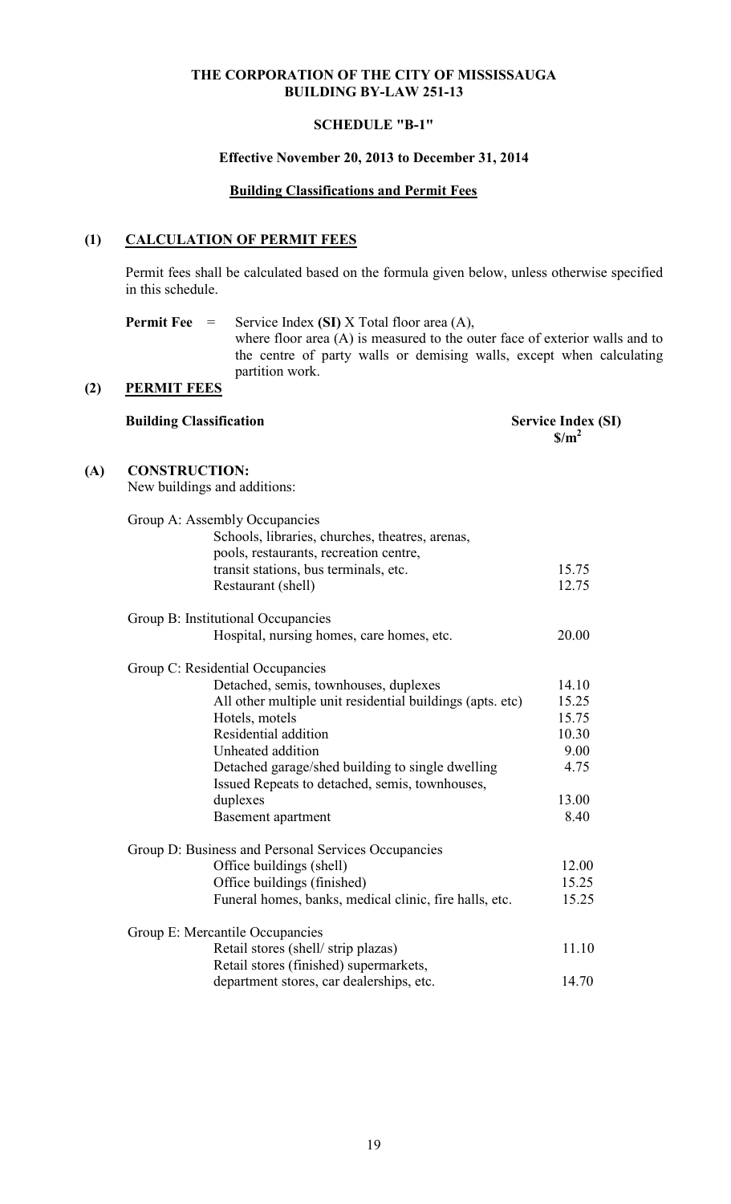# THE CORPORATION OF THE CITY OF MISSISSAUGA
# BUILDING BY-LAW 251-13

## SCHEDULE "B-1"

### Effective November 20, 2013 to December 31, 2014

### Building Classifications and Permit Fees

## (1) CALCULATION OF PERMIT FEES

Permit fees shall be calculated based on the formula given below, unless otherwise specified in this schedule.

**Permit Fee** = Service Index **(SI)** X Total floor area (A), where floor area (A) is measured to the outer face of exterior walls and to the centre of party walls or demising walls, except when calculating partition work.

## (2) PERMIT FEES

| Building Classification | Service Index (SI) $/m$^2$ |
|---|---|
| **(A) CONSTRUCTION:** | |
| New buildings and additions: | |
| Group A: Assembly Occupancies | |
| Schools, libraries, churches, theatres, arenas, pools, restaurants, recreation centre, transit stations, bus terminals, etc. | 15.75 |
| Restaurant (shell) | 12.75 |
| Group B: Institutional Occupancies | |
| Hospital, nursing homes, care homes, etc. | 20.00 |
| Group C: Residential Occupancies | |
| Detached, semis, townhouses, duplexes | 14.10 |
| All other multiple unit residential buildings (apts. etc) | 15.25 |
| Hotels, motels | 15.75 |
| Residential addition | 10.30 |
| Unheated addition | 9.00 |
| Detached garage/shed building to single dwelling | 4.75 |
| Issued Repeats to detached, semis, townhouses, duplexes | 13.00 |
| Basement apartment | 8.40 |
| Group D: Business and Personal Services Occupancies | |
| Office buildings (shell) | 12.00 |
| Office buildings (finished) | 15.25 |
| Funeral homes, banks, medical clinic, fire halls, etc. | 15.25 |
| Group E: Mercantile Occupancies | |
| Retail stores (shell/ strip plazas) | 11.10 |
| Retail stores (finished) supermarkets, department stores, car dealerships, etc. | 14.70 |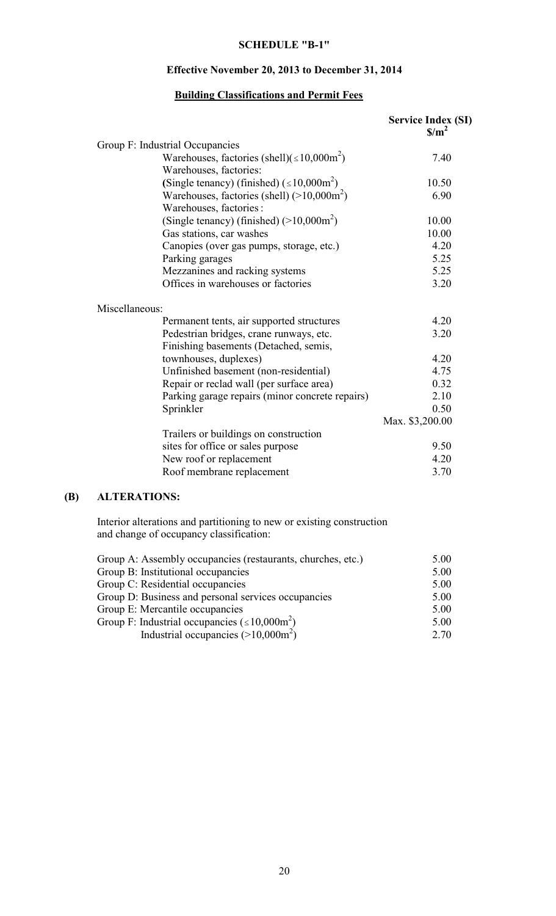## SCHEDULE "B-1"

### Effective November 20, 2013 to December 31, 2014

### Building Classifications and Permit Fees

| | Service Index (SI) $/m$^2$ |
|---|---|
| **Group F: Industrial Occupancies** | |
| Warehouses, factories (shell)($\leq$10,000m$^2$) | 7.40 |
| Warehouses, factories: (Single tenancy) (finished) ($\leq$10,000m$^2$) | 10.50 |
| Warehouses, factories (shell) (>10,000m$^2$) | 6.90 |
| Warehouses, factories: (Single tenancy) (finished) (>10,000m$^2$) | 10.00 |
| Gas stations, car washes | 10.00 |
| Canopies (over gas pumps, storage, etc.) | 4.20 |
| Parking garages | 5.25 |
| Mezzanines and racking systems | 5.25 |
| Offices in warehouses or factories | 3.20 |
| **Miscellaneous:** | |
| Permanent tents, air supported structures | 4.20 |
| Pedestrian bridges, crane runways, etc. | 3.20 |
| Finishing basements (Detached, semis, townhouses, duplexes) | 4.20 |
| Unfinished basement (non-residential) | 4.75 |
| Repair or reclad wall (per surface area) | 0.32 |
| Parking garage repairs (minor concrete repairs) | 2.10 |
| Sprinkler | 0.50 Max. $3,200.00 |
| Trailers or buildings on construction sites for office or sales purpose | 9.50 |
| New roof or replacement | 4.20 |
| Roof membrane replacement | 3.70 |

## (B) ALTERATIONS:

Interior alterations and partitioning to new or existing construction and change of occupancy classification:

| | |
|---|---|
| Group A: Assembly occupancies (restaurants, churches, etc.) | 5.00 |
| Group B: Institutional occupancies | 5.00 |
| Group C: Residential occupancies | 5.00 |
| Group D: Business and personal services occupancies | 5.00 |
| Group E: Mercantile occupancies | 5.00 |
| Group F: Industrial occupancies ($\leq$10,000m$^2$) | 5.00 |
| Industrial occupancies (>10,000m$^2$) | 2.70 |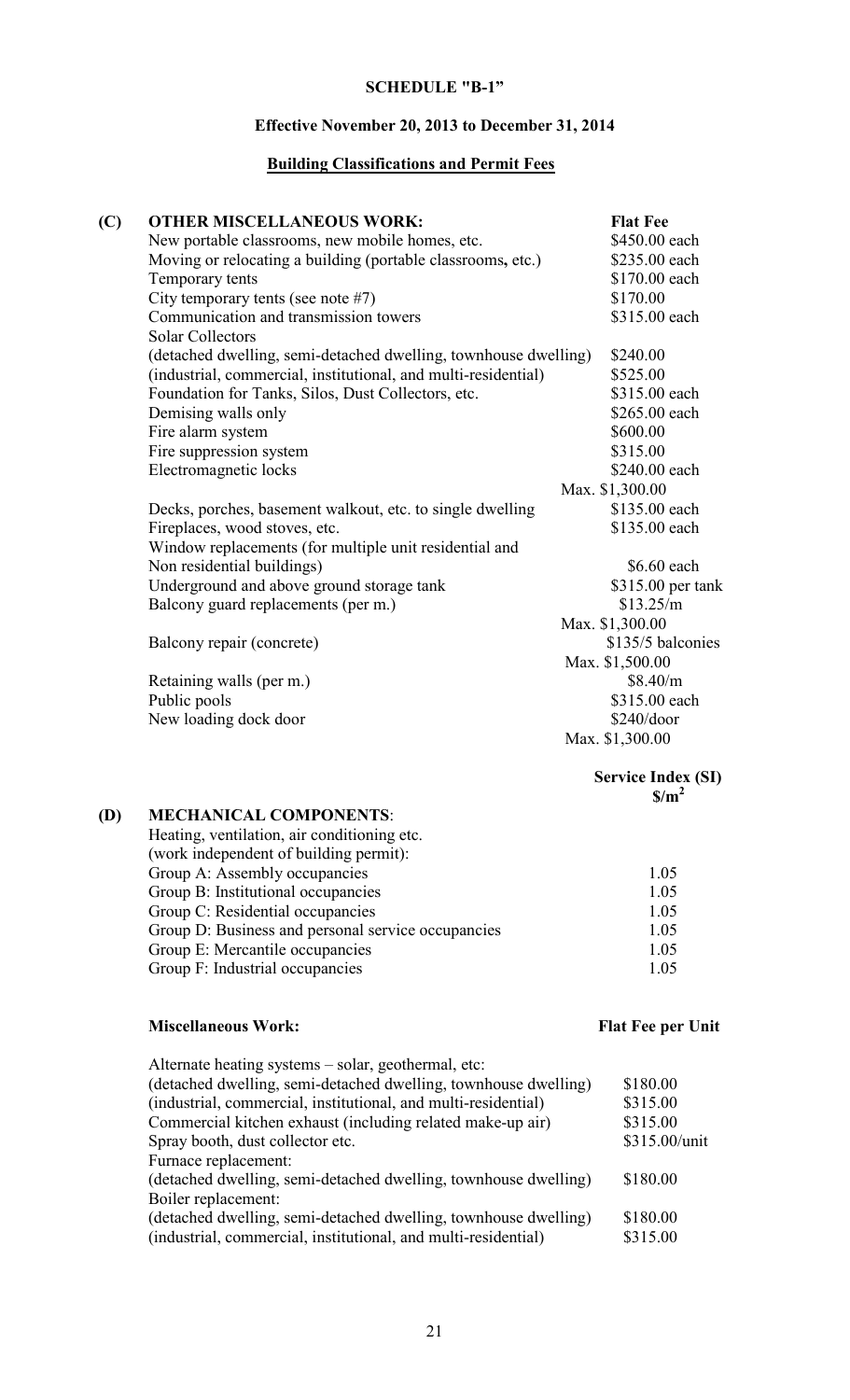# SCHEDULE "B-1"

## Effective November 20, 2013 to December 31, 2014

### Building Classifications and Permit Fees

| (C) | OTHER MISCELLANEOUS WORK: | Flat Fee |
|---|---|---|
| | New portable classrooms, new mobile homes, etc. | \$450.00 each |
| | Moving or relocating a building (portable classrooms, etc.) | \$235.00 each |
| | Temporary tents | \$170.00 each |
| | City temporary tents (see note #7) | \$170.00 |
| | Communication and transmission towers | \$315.00 each |
| | Solar Collectors | |
| | (detached dwelling, semi-detached dwelling, townhouse dwelling) | \$240.00 |
| | (industrial, commercial, institutional, and multi-residential) | \$525.00 |
| | Foundation for Tanks, Silos, Dust Collectors, etc. | \$315.00 each |
| | Demising walls only | \$265.00 each |
| | Fire alarm system | \$600.00 |
| | Fire suppression system | \$315.00 |
| | Electromagnetic locks | \$240.00 each<br>Max. \$1,300.00 |
| | Decks, porches, basement walkout, etc. to single dwelling | \$135.00 each |
| | Fireplaces, wood stoves, etc. | \$135.00 each |
| | Window replacements (for multiple unit residential and Non residential buildings) | \$6.60 each |
| | Underground and above ground storage tank | \$315.00 per tank |
| | Balcony guard replacements (per m.) | \$13.25/m<br>Max. \$1,300.00 |
| | Balcony repair (concrete) | \$135/5 balconies<br>Max. \$1,500.00 |
| | Retaining walls (per m.) | \$8.40/m |
| | Public pools | \$315.00 each |
| | New loading dock door | \$240/door<br>Max. \$1,300.00 |

| (D) | MECHANICAL COMPONENTS: | Service Index (SI) $\$/m^2$ |
|---|---|---|
| | Heating, ventilation, air conditioning etc. (work independent of building permit): | |
| | Group A: Assembly occupancies | 1.05 |
| | Group B: Institutional occupancies | 1.05 |
| | Group C: Residential occupancies | 1.05 |
| | Group D: Business and personal service occupancies | 1.05 |
| | Group E: Mercantile occupancies | 1.05 |
| | Group F: Industrial occupancies | 1.05 |

| Miscellaneous Work: | Flat Fee per Unit |
|---|---|
| Alternate heating systems – solar, geothermal, etc: | |
| (detached dwelling, semi-detached dwelling, townhouse dwelling) | \$180.00 |
| (industrial, commercial, institutional, and multi-residential) | \$315.00 |
| Commercial kitchen exhaust (including related make-up air) | \$315.00 |
| Spray booth, dust collector etc. | \$315.00/unit |
| Furnace replacement: | |
| (detached dwelling, semi-detached dwelling, townhouse dwelling) | \$180.00 |
| Boiler replacement: | |
| (detached dwelling, semi-detached dwelling, townhouse dwelling) | \$180.00 |
| (industrial, commercial, institutional, and multi-residential) | \$315.00 |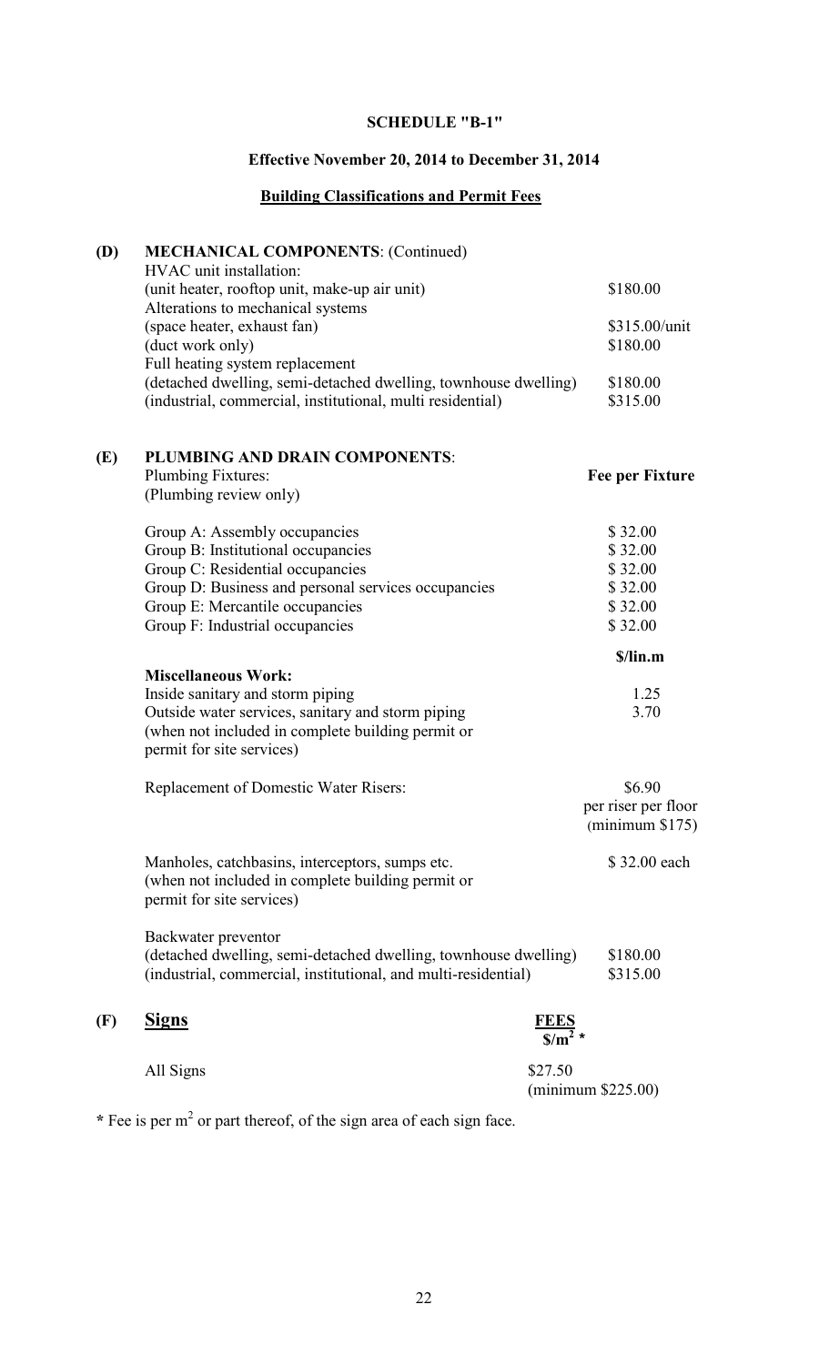# SCHEDULE "B-1"

## Effective November 20, 2014 to December 31, 2014

### **Building Classifications and Permit Fees**

**(D) MECHANICAL COMPONENTS**: (Continued)

| | |
|---|---|
| HVAC unit installation: | |
| (unit heater, rooftop unit, make-up air unit) | \$180.00 |
| Alterations to mechanical systems | |
| (space heater, exhaust fan) | \$315.00/unit |
| (duct work only) | \$180.00 |
| Full heating system replacement | |
| (detached dwelling, semi-detached dwelling, townhouse dwelling) | \$180.00 |
| (industrial, commercial, institutional, multi residential) | \$315.00 |

**(E) PLUMBING AND DRAIN COMPONENTS**:

| Plumbing Fixtures: (Plumbing review only) | **Fee per Fixture** |
|---|---|
| Group A: Assembly occupancies | \$ 32.00 |
| Group B: Institutional occupancies | \$ 32.00 |
| Group C: Residential occupancies | \$ 32.00 |
| Group D: Business and personal services occupancies | \$ 32.00 |
| Group E: Mercantile occupancies | \$ 32.00 |
| Group F: Industrial occupancies | \$ 32.00 |

| **Miscellaneous Work:** | **\$/lin.m** |
|---|---|
| Inside sanitary and storm piping | 1.25 |
| Outside water services, sanitary and storm piping (when not included in complete building permit or permit for site services) | 3.70 |

| | |
|---|---|
| Replacement of Domestic Water Risers: | \$6.90 per riser per floor (minimum \$175) |
| Manholes, catchbasins, interceptors, sumps etc. (when not included in complete building permit or permit for site services) | \$ 32.00 each |
| Backwater preventor | |
| (detached dwelling, semi-detached dwelling, townhouse dwelling) | \$180.00 |
| (industrial, commercial, institutional, and multi-residential) | \$315.00 |

**(F) Signs**

| | **FEES** $\$/m^2$ * |
|---|---|
| All Signs | \$27.50 (minimum \$225.00) |

\* Fee is per $m^2$ or part thereof, of the sign area of each sign face.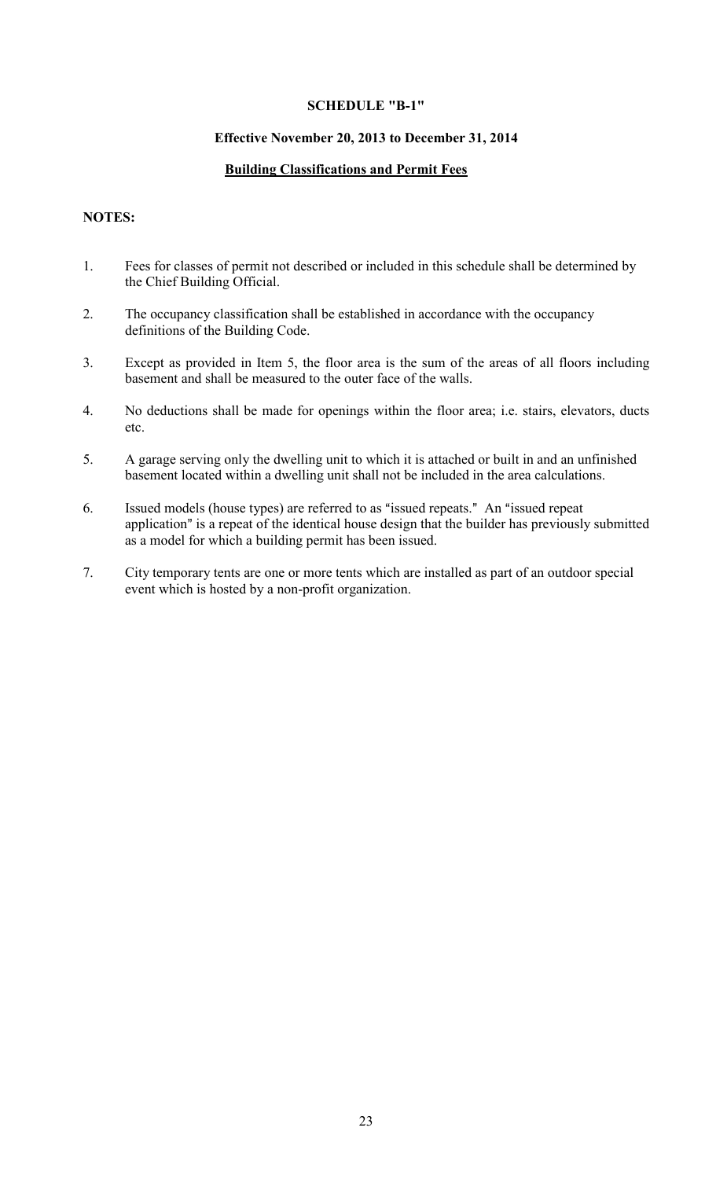**SCHEDULE "B-1"**

**Effective November 20, 2013 to December 31, 2014**

**Building Classifications and Permit Fees**

**NOTES:**

1. Fees for classes of permit not described or included in this schedule shall be determined by the Chief Building Official.
2. The occupancy classification shall be established in accordance with the occupancy definitions of the Building Code.
3. Except as provided in Item 5, the floor area is the sum of the areas of all floors including basement and shall be measured to the outer face of the walls.
4. No deductions shall be made for openings within the floor area; i.e. stairs, elevators, ducts etc.
5. A garage serving only the dwelling unit to which it is attached or built in and an unfinished basement located within a dwelling unit shall not be included in the area calculations.
6. Issued models (house types) are referred to as "issued repeats." An "issued repeat application" is a repeat of the identical house design that the builder has previously submitted as a model for which a building permit has been issued.
7. City temporary tents are one or more tents which are installed as part of an outdoor special event which is hosted by a non-profit organization.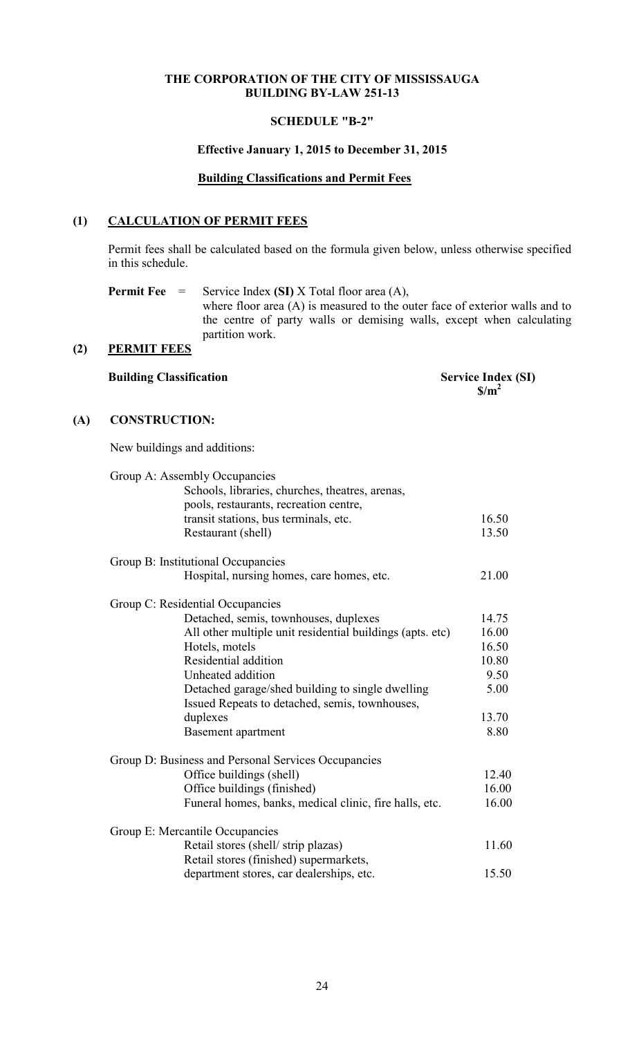**THE CORPORATION OF THE CITY OF MISSISSAUGA**
**BUILDING BY-LAW 251-13**

**SCHEDULE "B-2"**

**Effective January 1, 2015 to December 31, 2015**

**Building Classifications and Permit Fees**

## (1) CALCULATION OF PERMIT FEES

Permit fees shall be calculated based on the formula given below, unless otherwise specified in this schedule.

**Permit Fee** = Service Index **(SI)** X Total floor area (A), where floor area (A) is measured to the outer face of exterior walls and to the centre of party walls or demising walls, except when calculating partition work.

## (2) PERMIT FEES

## (A) CONSTRUCTION:

New buildings and additions:

| Building Classification | Service Index (SI) $/m² |
|---|---|
| **Group A: Assembly Occupancies** | |
| Schools, libraries, churches, theatres, arenas, pools, restaurants, recreation centre, transit stations, bus terminals, etc. | 16.50 |
| Restaurant (shell) | 13.50 |
| **Group B: Institutional Occupancies** | |
| Hospital, nursing homes, care homes, etc. | 21.00 |
| **Group C: Residential Occupancies** | |
| Detached, semis, townhouses, duplexes | 14.75 |
| All other multiple unit residential buildings (apts. etc) | 16.00 |
| Hotels, motels | 16.50 |
| Residential addition | 10.80 |
| Unheated addition | 9.50 |
| Detached garage/shed building to single dwelling | 5.00 |
| Issued Repeats to detached, semis, townhouses, duplexes | 13.70 |
| Basement apartment | 8.80 |
| **Group D: Business and Personal Services Occupancies** | |
| Office buildings (shell) | 12.40 |
| Office buildings (finished) | 16.00 |
| Funeral homes, banks, medical clinic, fire halls, etc. | 16.00 |
| **Group E: Mercantile Occupancies** | |
| Retail stores (shell/ strip plazas) | 11.60 |
| Retail stores (finished) supermarkets, department stores, car dealerships, etc. | 15.50 |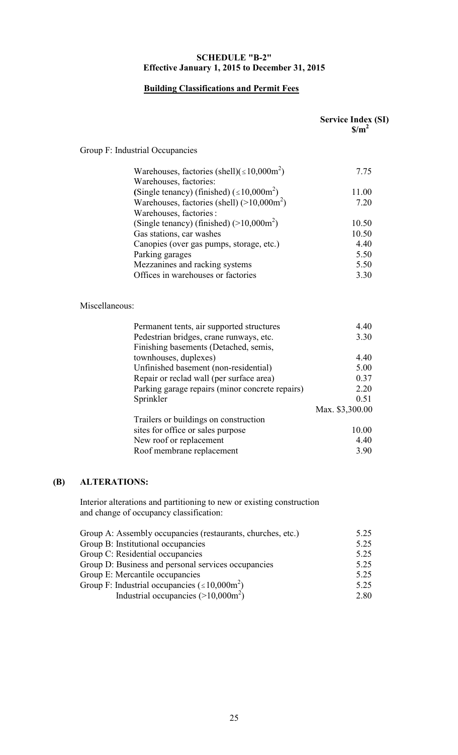# SCHEDULE "B-2"
## Effective January 1, 2015 to December 31, 2015

### Building Classifications and Permit Fees

| | Service Index (SI) $/m² |
|---|---|
| **Group F: Industrial Occupancies** | |
| Warehouses, factories (shell)( $\leq 10{,}000m^2$) | 7.75 |
| Warehouses, factories: (Single tenancy) (finished) ( $\leq 10{,}000m^2$) | 11.00 |
| Warehouses, factories (shell) ( $>10{,}000m^2$) | 7.20 |
| Warehouses, factories: (Single tenancy) (finished) ( $>10{,}000m^2$) | 10.50 |
| Gas stations, car washes | 10.50 |
| Canopies (over gas pumps, storage, etc.) | 4.40 |
| Parking garages | 5.50 |
| Mezzanines and racking systems | 5.50 |
| Offices in warehouses or factories | 3.30 |
| **Miscellaneous:** | |
| Permanent tents, air supported structures | 4.40 |
| Pedestrian bridges, crane runways, etc. | 3.30 |
| Finishing basements (Detached, semis, townhouses, duplexes) | 4.40 |
| Unfinished basement (non-residential) | 5.00 |
| Repair or reclad wall (per surface area) | 0.37 |
| Parking garage repairs (minor concrete repairs) | 2.20 |
| Sprinkler | 0.51 Max. $3,300.00 |
| Trailers or buildings on construction sites for office or sales purpose | 10.00 |
| New roof or replacement | 4.40 |
| Roof membrane replacement | 3.90 |

**(B) ALTERATIONS:**

Interior alterations and partitioning to new or existing construction and change of occupancy classification:

| | Service Index (SI) $/m² |
|---|---|
| Group A: Assembly occupancies (restaurants, churches, etc.) | 5.25 |
| Group B: Institutional occupancies | 5.25 |
| Group C: Residential occupancies | 5.25 |
| Group D: Business and personal services occupancies | 5.25 |
| Group E: Mercantile occupancies | 5.25 |
| Group F: Industrial occupancies ( $\leq 10{,}000m^2$) | 5.25 |
| Industrial occupancies ( $>10{,}000m^2$) | 2.80 |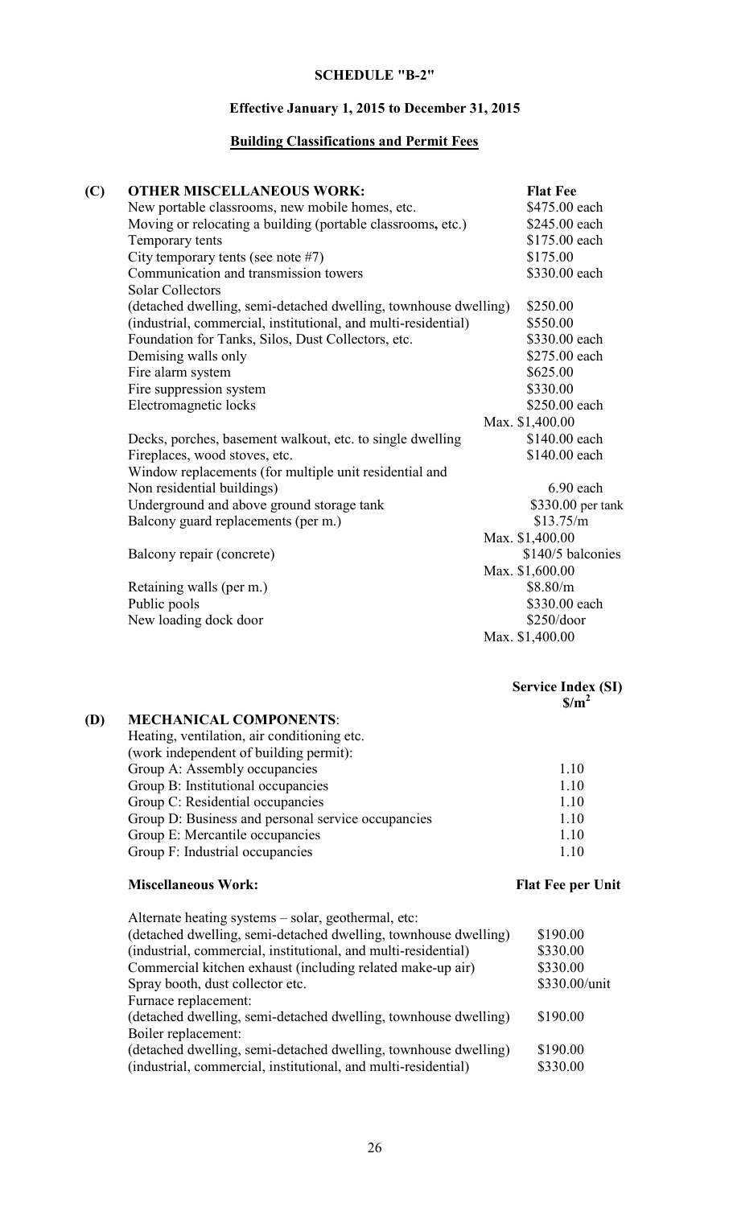**SCHEDULE "B-2"**

**Effective January 1, 2015 to December 31, 2015**

**Building Classifications and Permit Fees**

| | **(C) OTHER MISCELLANEOUS WORK:** | **Flat Fee** |
|---|---|---|
| | New portable classrooms, new mobile homes, etc. | $475.00 each |
| | Moving or relocating a building (portable classrooms, etc.) | $245.00 each |
| | Temporary tents | $175.00 each |
| | City temporary tents (see note #7) | $175.00 |
| | Communication and transmission towers | $330.00 each |
| | Solar Collectors | |
| | (detached dwelling, semi-detached dwelling, townhouse dwelling) | $250.00 |
| | (industrial, commercial, institutional, and multi-residential) | $550.00 |
| | Foundation for Tanks, Silos, Dust Collectors, etc. | $330.00 each |
| | Demising walls only | $275.00 each |
| | Fire alarm system | $625.00 |
| | Fire suppression system | $330.00 |
| | Electromagnetic locks | $250.00 each<br>Max. $1,400.00 |
| | Decks, porches, basement walkout, etc. to single dwelling | $140.00 each |
| | Fireplaces, wood stoves, etc. | $140.00 each |
| | Window replacements (for multiple unit residential and Non residential buildings) | 6.90 each |
| | Underground and above ground storage tank | $330.00 per tank |
| | Balcony guard replacements (per m.) | $13.75/m<br>Max. $1,400.00 |
| | Balcony repair (concrete) | $140/5 balconies<br>Max. $1,600.00 |
| | Retaining walls (per m.) | $8.80/m |
| | Public pools | $330.00 each |
| | New loading dock door | $250/door<br>Max. $1,400.00 |

| | | **Service Index (SI) $/m²** |
|---|---|---|
| **(D)** | **MECHANICAL COMPONENTS**: | |
| | Heating, ventilation, air conditioning etc. (work independent of building permit): | |
| | Group A: Assembly occupancies | 1.10 |
| | Group B: Institutional occupancies | 1.10 |
| | Group C: Residential occupancies | 1.10 |
| | Group D: Business and personal service occupancies | 1.10 |
| | Group E: Mercantile occupancies | 1.10 |
| | Group F: Industrial occupancies | 1.10 |

| | **Miscellaneous Work:** | **Flat Fee per Unit** |
|---|---|---|
| | Alternate heating systems – solar, geothermal, etc: | |
| | (detached dwelling, semi-detached dwelling, townhouse dwelling) | $190.00 |
| | (industrial, commercial, institutional, and multi-residential) | $330.00 |
| | Commercial kitchen exhaust (including related make-up air) | $330.00 |
| | Spray booth, dust collector etc. | $330.00/unit |
| | Furnace replacement: | |
| | (detached dwelling, semi-detached dwelling, townhouse dwelling) | $190.00 |
| | Boiler replacement: | |
| | (detached dwelling, semi-detached dwelling, townhouse dwelling) | $190.00 |
| | (industrial, commercial, institutional, and multi-residential) | $330.00 |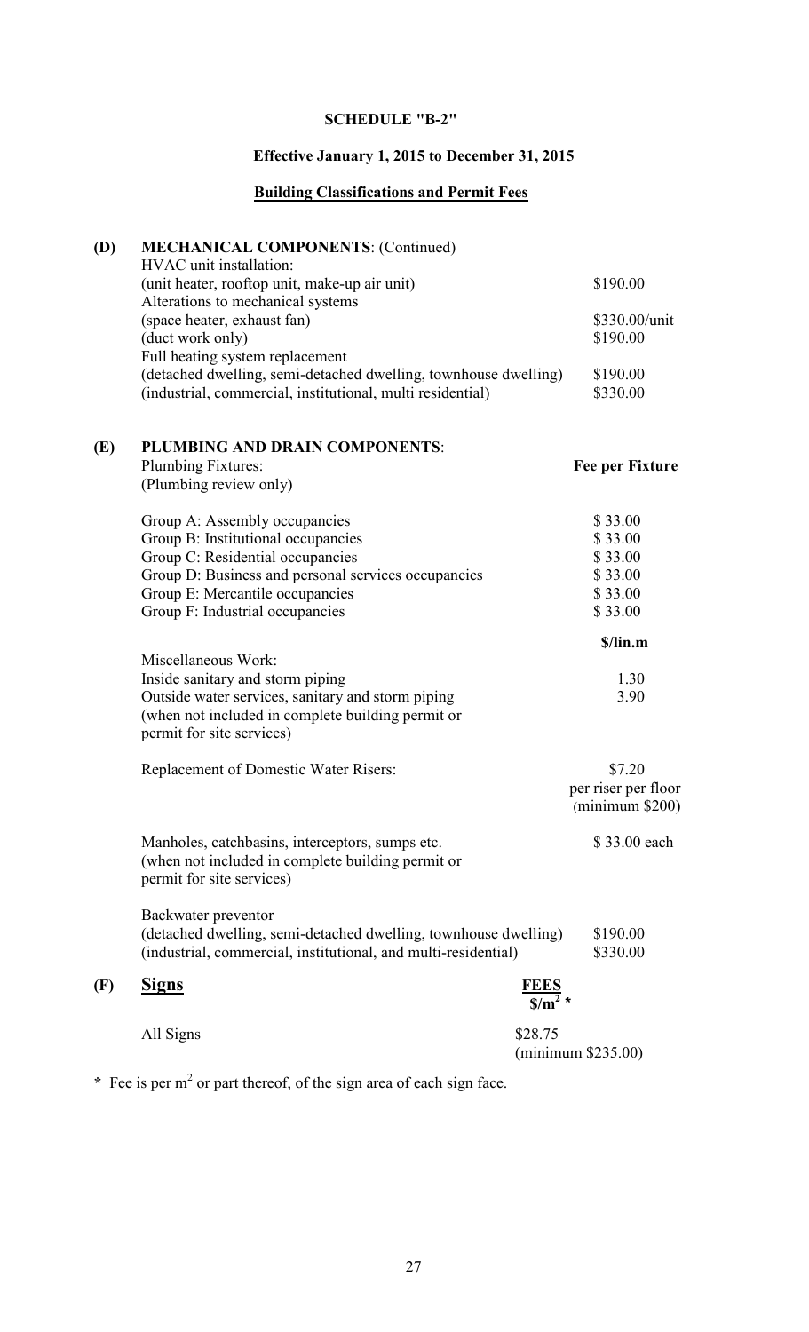# SCHEDULE "B-2"

## Effective January 1, 2015 to December 31, 2015

## Building Classifications and Permit Fees

**(D) MECHANICAL COMPONENTS**: (Continued)

| | |
|---|---|
| HVAC unit installation: | |
| (unit heater, rooftop unit, make-up air unit) | $190.00 |
| Alterations to mechanical systems | |
| (space heater, exhaust fan) | $330.00/unit |
| (duct work only) | $190.00 |
| Full heating system replacement | |
| (detached dwelling, semi-detached dwelling, townhouse dwelling) | $190.00 |
| (industrial, commercial, institutional, multi residential) | $330.00 |

**(E) PLUMBING AND DRAIN COMPONENTS**:

| Plumbing Fixtures: (Plumbing review only) | **Fee per Fixture** |
|---|---|
| Group A: Assembly occupancies | $ 33.00 |
| Group B: Institutional occupancies | $ 33.00 |
| Group C: Residential occupancies | $ 33.00 |
| Group D: Business and personal services occupancies | $ 33.00 |
| Group E: Mercantile occupancies | $ 33.00 |
| Group F: Industrial occupancies | $ 33.00 |
| | **$/lin.m** |
| Miscellaneous Work: | |
| Inside sanitary and storm piping | 1.30 |
| Outside water services, sanitary and storm piping (when not included in complete building permit or permit for site services) | 3.90 |
| Replacement of Domestic Water Risers: | $7.20 per riser per floor (minimum $200) |
| Manholes, catchbasins, interceptors, sumps etc. (when not included in complete building permit or permit for site services) | $ 33.00 each |
| Backwater preventor | |
| (detached dwelling, semi-detached dwelling, townhouse dwelling) | $190.00 |
| (industrial, commercial, institutional, and multi-residential) | $330.00 |

**(F) <u>Signs</u>**

| | **FEES** $/m^2$ * |
|---|---|
| All Signs | $28.75 (minimum $235.00) |

* Fee is per $m^2$ or part thereof, of the sign area of each sign face.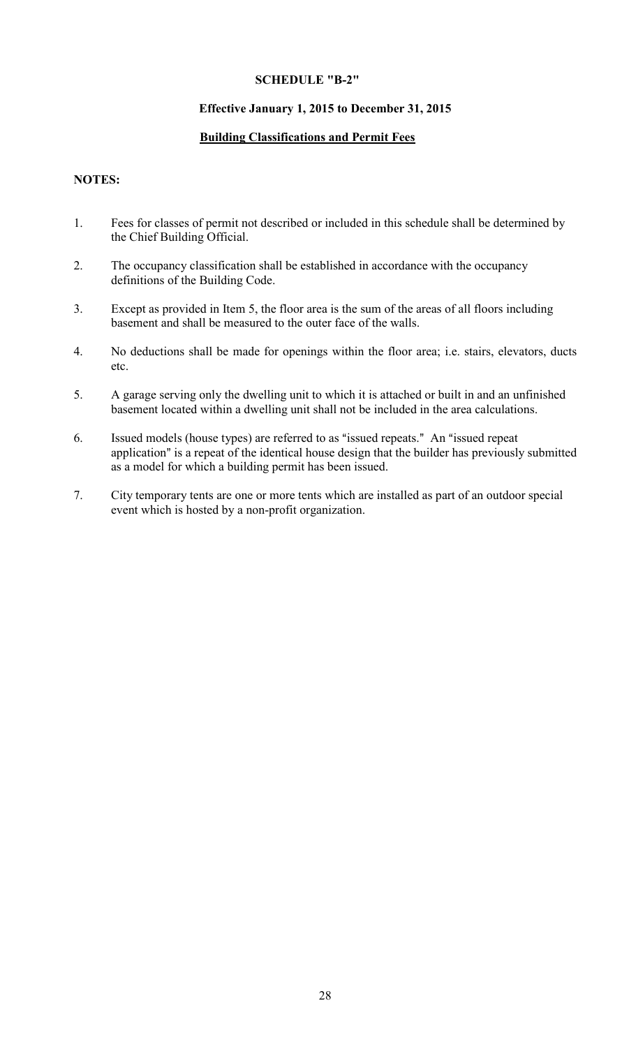**SCHEDULE "B-2"**

**Effective January 1, 2015 to December 31, 2015**

**Building Classifications and Permit Fees**

**NOTES:**

1. Fees for classes of permit not described or included in this schedule shall be determined by the Chief Building Official.

2. The occupancy classification shall be established in accordance with the occupancy definitions of the Building Code.

3. Except as provided in Item 5, the floor area is the sum of the areas of all floors including basement and shall be measured to the outer face of the walls.

4. No deductions shall be made for openings within the floor area; i.e. stairs, elevators, ducts etc.

5. A garage serving only the dwelling unit to which it is attached or built in and an unfinished basement located within a dwelling unit shall not be included in the area calculations.

6. Issued models (house types) are referred to as "issued repeats." An "issued repeat application" is a repeat of the identical house design that the builder has previously submitted as a model for which a building permit has been issued.

7. City temporary tents are one or more tents which are installed as part of an outdoor special event which is hosted by a non-profit organization.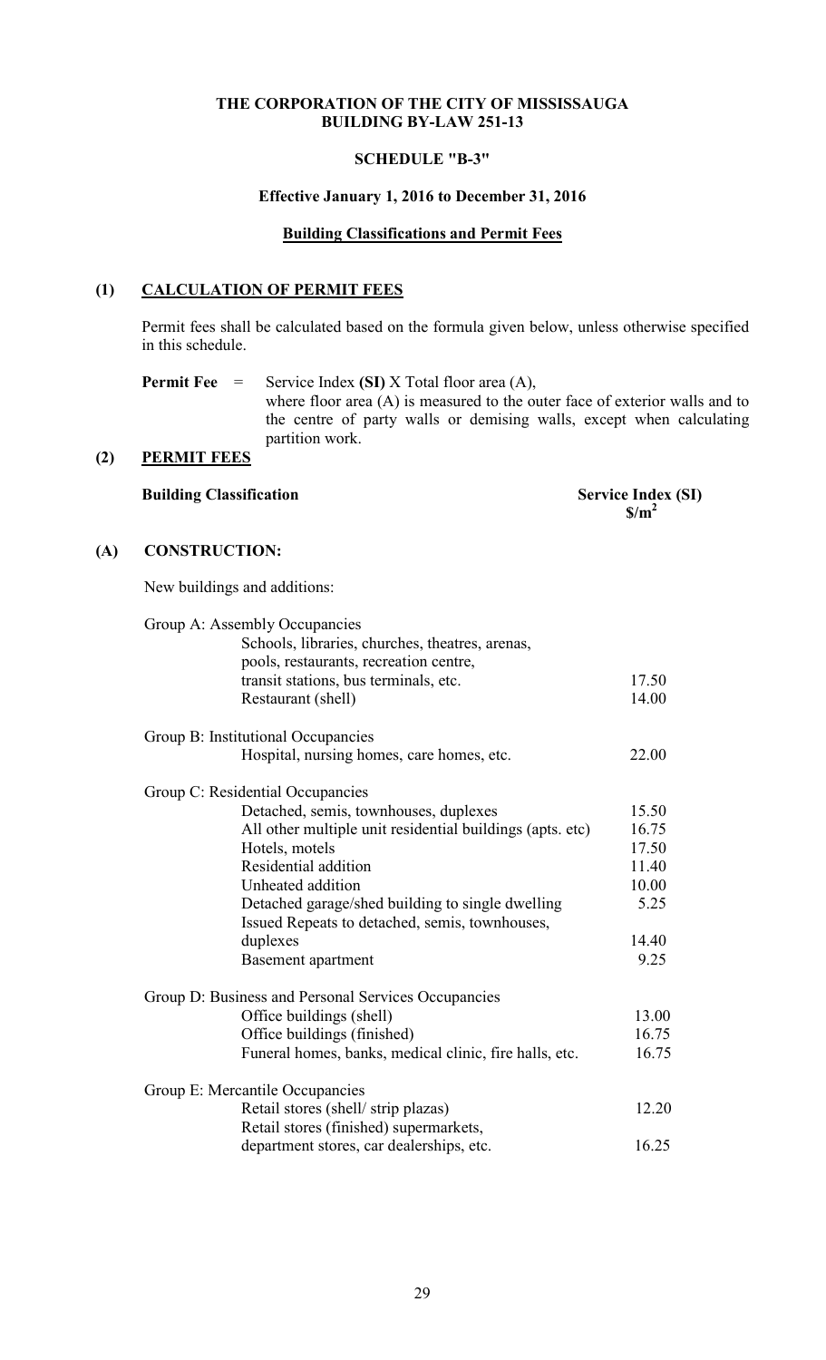# THE CORPORATION OF THE CITY OF MISSISSAUGA
## BUILDING BY-LAW 251-13

### SCHEDULE "B-3"

**Effective January 1, 2016 to December 31, 2016**

**Building Classifications and Permit Fees**

## (1) CALCULATION OF PERMIT FEES

Permit fees shall be calculated based on the formula given below, unless otherwise specified in this schedule.

**Permit Fee** = Service Index **(SI)** X Total floor area (A),
where floor area (A) is measured to the outer face of exterior walls and to the centre of party walls or demising walls, except when calculating partition work.

## (2) PERMIT FEES

| Building Classification | Service Index (SI) $\$/m^2$ |
|---|---|
| **(A) CONSTRUCTION:** | |
| New buildings and additions: | |
| Group A: Assembly Occupancies | |
| Schools, libraries, churches, theatres, arenas, pools, restaurants, recreation centre, transit stations, bus terminals, etc. | 17.50 |
| Restaurant (shell) | 14.00 |
| Group B: Institutional Occupancies | |
| Hospital, nursing homes, care homes, etc. | 22.00 |
| Group C: Residential Occupancies | |
| Detached, semis, townhouses, duplexes | 15.50 |
| All other multiple unit residential buildings (apts. etc) | 16.75 |
| Hotels, motels | 17.50 |
| Residential addition | 11.40 |
| Unheated addition | 10.00 |
| Detached garage/shed building to single dwelling | 5.25 |
| Issued Repeats to detached, semis, townhouses, duplexes | 14.40 |
| Basement apartment | 9.25 |
| Group D: Business and Personal Services Occupancies | |
| Office buildings (shell) | 13.00 |
| Office buildings (finished) | 16.75 |
| Funeral homes, banks, medical clinic, fire halls, etc. | 16.75 |
| Group E: Mercantile Occupancies | |
| Retail stores (shell/ strip plazas) | 12.20 |
| Retail stores (finished) supermarkets, department stores, car dealerships, etc. | 16.25 |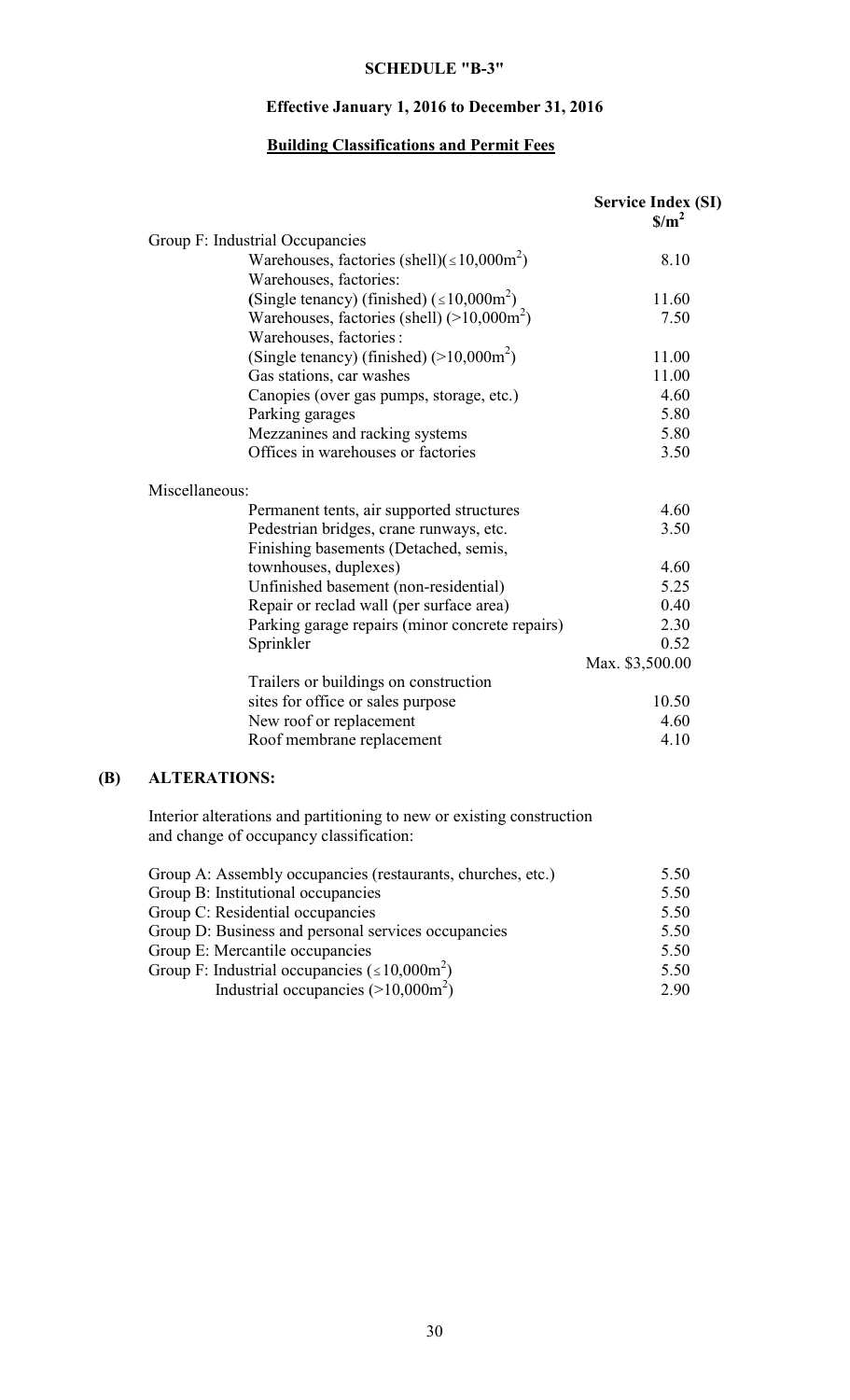**SCHEDULE "B-3"**

**Effective January 1, 2016 to December 31, 2016**

**Building Classifications and Permit Fees**

| | Service Index (SI) $/m$^2$ |
|---|---|
| Group F: Industrial Occupancies | |
| Warehouses, factories (shell)($\leq$10,000m$^2$) | 8.10 |
| Warehouses, factories: (Single tenancy) (finished) ($\leq$10,000m$^2$) | 11.60 |
| Warehouses, factories (shell) (>10,000m$^2$) | 7.50 |
| Warehouses, factories: (Single tenancy) (finished) (>10,000m$^2$) | 11.00 |
| Gas stations, car washes | 11.00 |
| Canopies (over gas pumps, storage, etc.) | 4.60 |
| Parking garages | 5.80 |
| Mezzanines and racking systems | 5.80 |
| Offices in warehouses or factories | 3.50 |
| Miscellaneous: | |
| Permanent tents, air supported structures | 4.60 |
| Pedestrian bridges, crane runways, etc. | 3.50 |
| Finishing basements (Detached, semis, townhouses, duplexes) | 4.60 |
| Unfinished basement (non-residential) | 5.25 |
| Repair or reclad wall (per surface area) | 0.40 |
| Parking garage repairs (minor concrete repairs) | 2.30 |
| Sprinkler | 0.52 Max. $3,500.00 |
| Trailers or buildings on construction sites for office or sales purpose | 10.50 |
| New roof or replacement | 4.60 |
| Roof membrane replacement | 4.10 |

**(B) ALTERATIONS:**

Interior alterations and partitioning to new or existing construction and change of occupancy classification:

| | |
|---|---|
| Group A: Assembly occupancies (restaurants, churches, etc.) | 5.50 |
| Group B: Institutional occupancies | 5.50 |
| Group C: Residential occupancies | 5.50 |
| Group D: Business and personal services occupancies | 5.50 |
| Group E: Mercantile occupancies | 5.50 |
| Group F: Industrial occupancies ($\leq$10,000m$^2$) | 5.50 |
| Industrial occupancies (>10,000m$^2$) | 2.90 |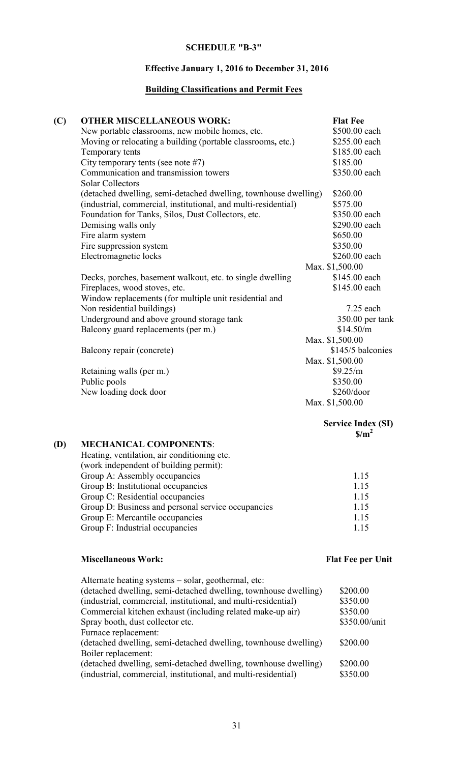# SCHEDULE "B-3"

## Effective January 1, 2016 to December 31, 2016

## Building Classifications and Permit Fees

| (C) | OTHER MISCELLANEOUS WORK: | Flat Fee |
|---|---|---|
| | New portable classrooms, new mobile homes, etc. | $500.00 each |
| | Moving or relocating a building (portable classrooms, etc.) | $255.00 each |
| | Temporary tents | $185.00 each |
| | City temporary tents (see note #7) | $185.00 |
| | Communication and transmission towers | $350.00 each |
| | Solar Collectors | |
| | (detached dwelling, semi-detached dwelling, townhouse dwelling) | $260.00 |
| | (industrial, commercial, institutional, and multi-residential) | $575.00 |
| | Foundation for Tanks, Silos, Dust Collectors, etc. | $350.00 each |
| | Demising walls only | $290.00 each |
| | Fire alarm system | $650.00 |
| | Fire suppression system | $350.00 |
| | Electromagnetic locks | $260.00 each<br>Max. $1,500.00 |
| | Decks, porches, basement walkout, etc. to single dwelling | $145.00 each |
| | Fireplaces, wood stoves, etc. | $145.00 each |
| | Window replacements (for multiple unit residential and Non residential buildings) | 7.25 each |
| | Underground and above ground storage tank | 350.00 per tank |
| | Balcony guard replacements (per m.) | $14.50/m<br>Max. $1,500.00 |
| | Balcony repair (concrete) | $145/5 balconies<br>Max. $1,500.00 |
| | Retaining walls (per m.) | $9.25/m |
| | Public pools | $350.00 |
| | New loading dock door | $260/door<br>Max. $1,500.00 |

| (D) | MECHANICAL COMPONENTS: | Service Index (SI) $\$/m^2$ |
|---|---|---|
| | Heating, ventilation, air conditioning etc. (work independent of building permit): | |
| | Group A: Assembly occupancies | 1.15 |
| | Group B: Institutional occupancies | 1.15 |
| | Group C: Residential occupancies | 1.15 |
| | Group D: Business and personal service occupancies | 1.15 |
| | Group E: Mercantile occupancies | 1.15 |
| | Group F: Industrial occupancies | 1.15 |

| Miscellaneous Work: | Flat Fee per Unit |
|---|---|
| Alternate heating systems – solar, geothermal, etc: | |
| (detached dwelling, semi-detached dwelling, townhouse dwelling) | $200.00 |
| (industrial, commercial, institutional, and multi-residential) | $350.00 |
| Commercial kitchen exhaust (including related make-up air) | $350.00 |
| Spray booth, dust collector etc. | $350.00/unit |
| Furnace replacement: | |
| (detached dwelling, semi-detached dwelling, townhouse dwelling) | $200.00 |
| Boiler replacement: | |
| (detached dwelling, semi-detached dwelling, townhouse dwelling) | $200.00 |
| (industrial, commercial, institutional, and multi-residential) | $350.00 |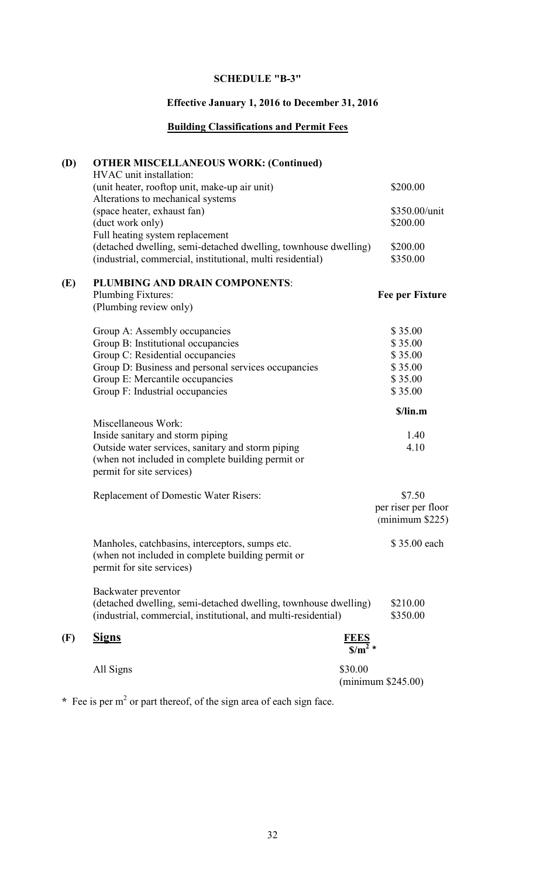**SCHEDULE "B-3"**

**Effective January 1, 2016 to December 31, 2016**

**Building Classifications and Permit Fees**

**(D) OTHER MISCELLANEOUS WORK: (Continued)**

| | |
|---|---|
| HVAC unit installation: | |
| (unit heater, rooftop unit, make-up air unit) | \$200.00 |
| Alterations to mechanical systems | |
| (space heater, exhaust fan) | \$350.00/unit |
| (duct work only) | \$200.00 |
| Full heating system replacement | |
| (detached dwelling, semi-detached dwelling, townhouse dwelling) | \$200.00 |
| (industrial, commercial, institutional, multi residential) | \$350.00 |

**(E) PLUMBING AND DRAIN COMPONENTS**:

| Plumbing Fixtures: (Plumbing review only) | **Fee per Fixture** |
|---|---|
| Group A: Assembly occupancies | \$ 35.00 |
| Group B: Institutional occupancies | \$ 35.00 |
| Group C: Residential occupancies | \$ 35.00 |
| Group D: Business and personal services occupancies | \$ 35.00 |
| Group E: Mercantile occupancies | \$ 35.00 |
| Group F: Industrial occupancies | \$ 35.00 |

| Miscellaneous Work: | **\$/lin.m** |
|---|---|
| Inside sanitary and storm piping | 1.40 |
| Outside water services, sanitary and storm piping (when not included in complete building permit or permit for site services) | 4.10 |

| | |
|---|---|
| Replacement of Domestic Water Risers: | \$7.50 per riser per floor (minimum \$225) |
| Manholes, catchbasins, interceptors, sumps etc. (when not included in complete building permit or permit for site services) | \$ 35.00 each |
| Backwater preventor | |
| (detached dwelling, semi-detached dwelling, townhouse dwelling) | \$210.00 |
| (industrial, commercial, institutional, and multi-residential) | \$350.00 |

**(F) Signs**

| | **FEES** $\$/m^2$ * |
|---|---|
| All Signs | \$30.00 (minimum \$245.00) |

\* Fee is per $m^2$ or part thereof, of the sign area of each sign face.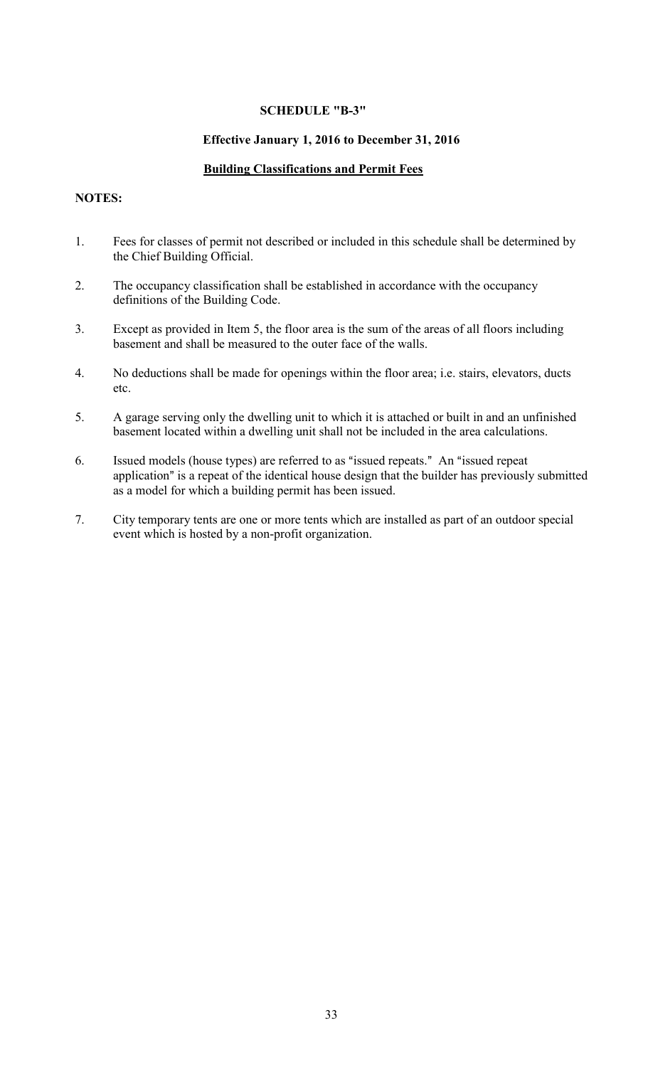# SCHEDULE "B-3"

## Effective January 1, 2016 to December 31, 2016

## Building Classifications and Permit Fees

**NOTES:**

1. Fees for classes of permit not described or included in this schedule shall be determined by the Chief Building Official.

2. The occupancy classification shall be established in accordance with the occupancy definitions of the Building Code.

3. Except as provided in Item 5, the floor area is the sum of the areas of all floors including basement and shall be measured to the outer face of the walls.

4. No deductions shall be made for openings within the floor area; i.e. stairs, elevators, ducts etc.

5. A garage serving only the dwelling unit to which it is attached or built in and an unfinished basement located within a dwelling unit shall not be included in the area calculations.

6. Issued models (house types) are referred to as "issued repeats." An "issued repeat application" is a repeat of the identical house design that the builder has previously submitted as a model for which a building permit has been issued.

7. City temporary tents are one or more tents which are installed as part of an outdoor special event which is hosted by a non-profit organization.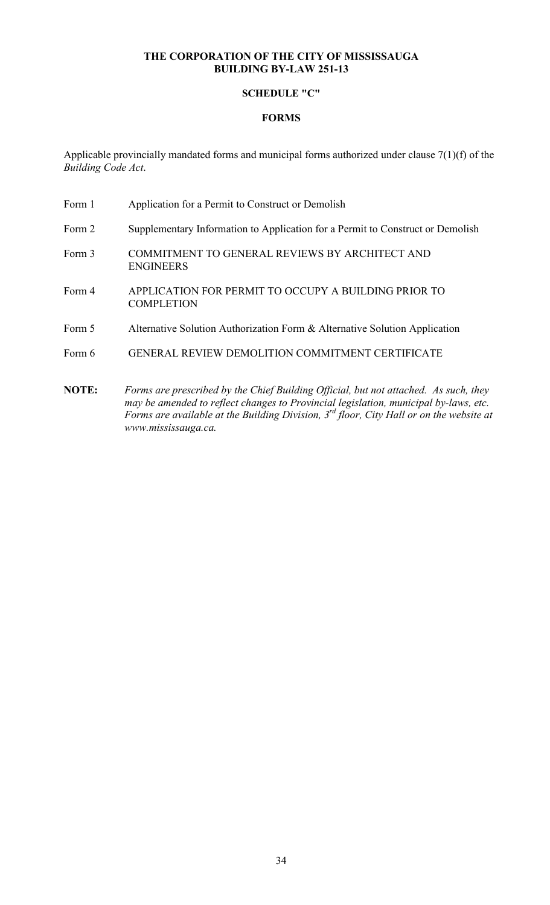**THE CORPORATION OF THE CITY OF MISSISSAUGA**
**BUILDING BY-LAW 251-13**

**SCHEDULE "C"**

**FORMS**

Applicable provincially mandated forms and municipal forms authorized under clause 7(1)(f) of the *Building Code Act*.

| | |
|---|---|
| Form 1 | Application for a Permit to Construct or Demolish |
| Form 2 | Supplementary Information to Application for a Permit to Construct or Demolish |
| Form 3 | COMMITMENT TO GENERAL REVIEWS BY ARCHITECT AND ENGINEERS |
| Form 4 | APPLICATION FOR PERMIT TO OCCUPY A BUILDING PRIOR TO COMPLETION |
| Form 5 | Alternative Solution Authorization Form & Alternative Solution Application |
| Form 6 | GENERAL REVIEW DEMOLITION COMMITMENT CERTIFICATE |

**NOTE:** *Forms are prescribed by the Chief Building Official, but not attached. As such, they may be amended to reflect changes to Provincial legislation, municipal by-laws, etc. Forms are available at the Building Division, 3rd floor, City Hall or on the website at www.mississauga.ca.*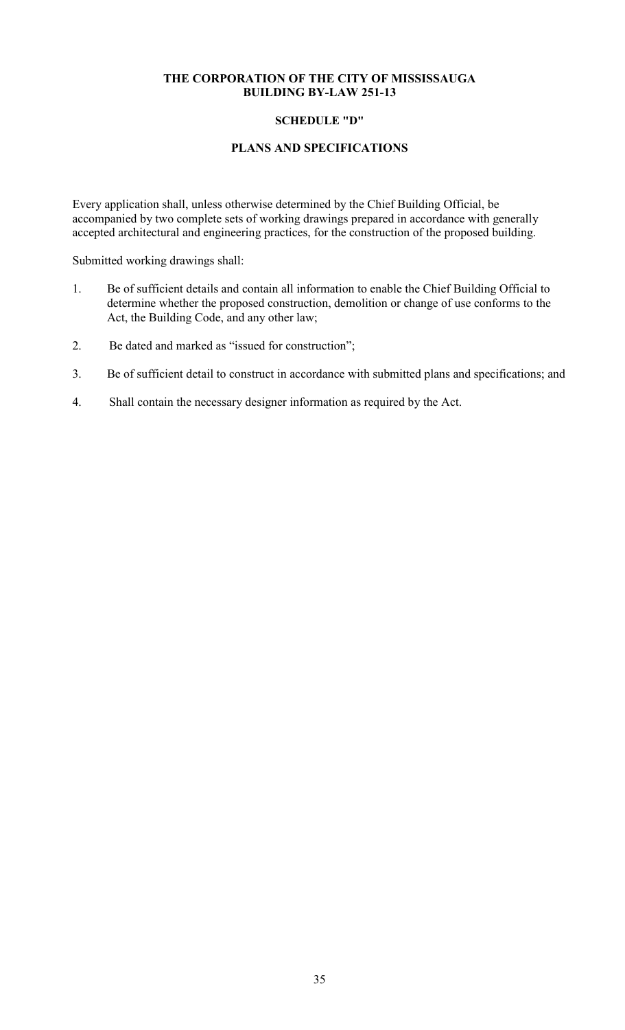**THE CORPORATION OF THE CITY OF MISSISSAUGA**
**BUILDING BY-LAW 251-13**

**SCHEDULE "D"**

**PLANS AND SPECIFICATIONS**

Every application shall, unless otherwise determined by the Chief Building Official, be accompanied by two complete sets of working drawings prepared in accordance with generally accepted architectural and engineering practices, for the construction of the proposed building.

Submitted working drawings shall:

1. Be of sufficient details and contain all information to enable the Chief Building Official to determine whether the proposed construction, demolition or change of use conforms to the Act, the Building Code, and any other law;
2. Be dated and marked as "issued for construction";
3. Be of sufficient detail to construct in accordance with submitted plans and specifications; and
4. Shall contain the necessary designer information as required by the Act.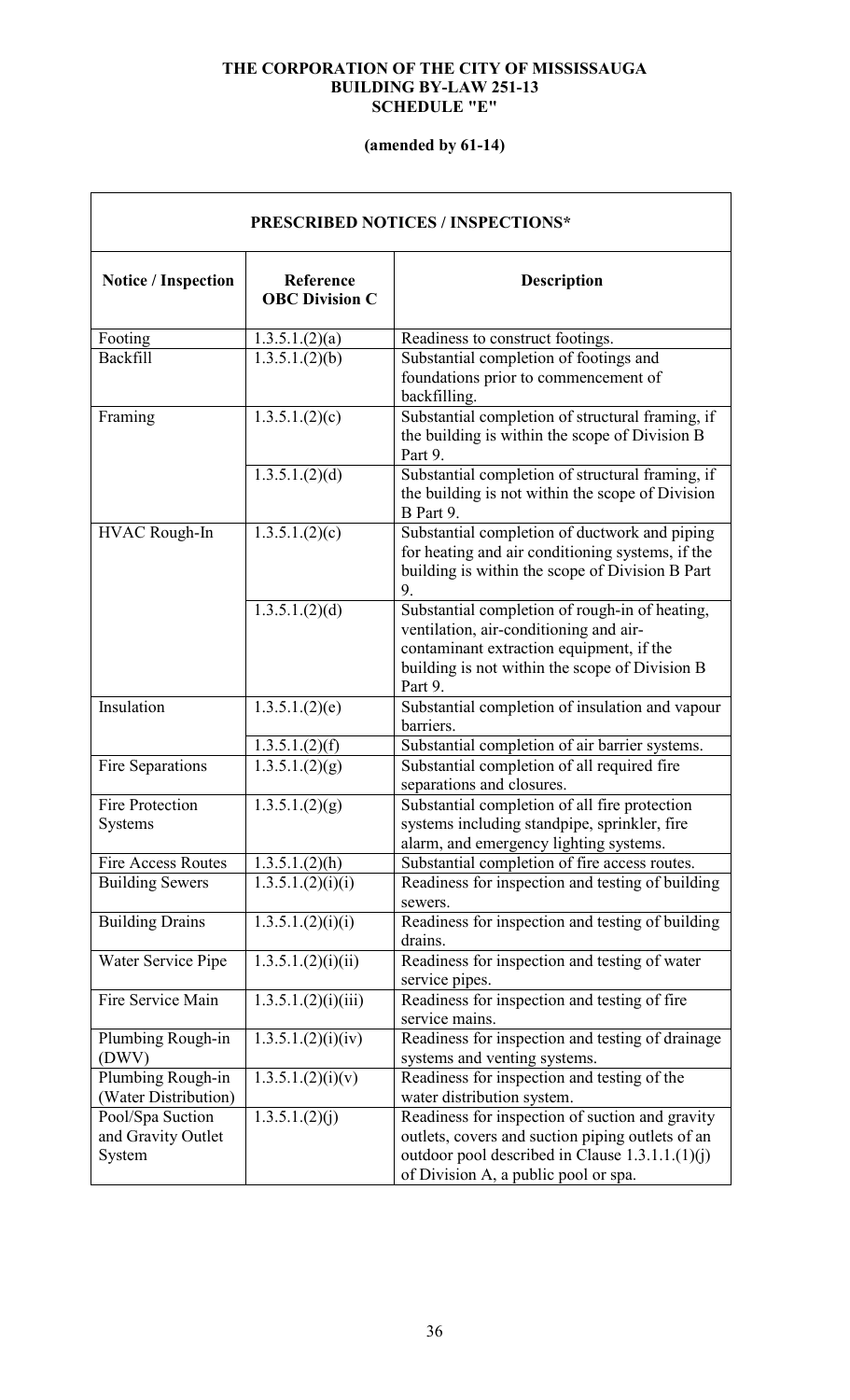**THE CORPORATION OF THE CITY OF MISSISSAUGA**
**BUILDING BY-LAW 251-13**
**SCHEDULE "E"**

**(amended by 61-14)**

| PRESCRIBED NOTICES / INSPECTIONS* | | |
|---|---|---|
| **Notice / Inspection** | **Reference OBC Division C** | **Description** |
| Footing | 1.3.5.1.(2)(a) | Readiness to construct footings. |
| Backfill | 1.3.5.1.(2)(b) | Substantial completion of footings and foundations prior to commencement of backfilling. |
| Framing | 1.3.5.1.(2)(c) | Substantial completion of structural framing, if the building is within the scope of Division B Part 9. |
| | 1.3.5.1.(2)(d) | Substantial completion of structural framing, if the building is not within the scope of Division B Part 9. |
| HVAC Rough-In | 1.3.5.1.(2)(c) | Substantial completion of ductwork and piping for heating and air conditioning systems, if the building is within the scope of Division B Part 9. |
| | 1.3.5.1.(2)(d) | Substantial completion of rough-in of heating, ventilation, air-conditioning and air-contaminant extraction equipment, if the building is not within the scope of Division B Part 9. |
| Insulation | 1.3.5.1.(2)(e) | Substantial completion of insulation and vapour barriers. |
| | 1.3.5.1.(2)(f) | Substantial completion of air barrier systems. |
| Fire Separations | 1.3.5.1.(2)(g) | Substantial completion of all required fire separations and closures. |
| Fire Protection Systems | 1.3.5.1.(2)(g) | Substantial completion of all fire protection systems including standpipe, sprinkler, fire alarm, and emergency lighting systems. |
| Fire Access Routes | 1.3.5.1.(2)(h) | Substantial completion of fire access routes. |
| Building Sewers | 1.3.5.1.(2)(i)(i) | Readiness for inspection and testing of building sewers. |
| Building Drains | 1.3.5.1.(2)(i)(i) | Readiness for inspection and testing of building drains. |
| Water Service Pipe | 1.3.5.1.(2)(i)(ii) | Readiness for inspection and testing of water service pipes. |
| Fire Service Main | 1.3.5.1.(2)(i)(iii) | Readiness for inspection and testing of fire service mains. |
| Plumbing Rough-in (DWV) | 1.3.5.1.(2)(i)(iv) | Readiness for inspection and testing of drainage systems and venting systems. |
| Plumbing Rough-in (Water Distribution) | 1.3.5.1.(2)(i)(v) | Readiness for inspection and testing of the water distribution system. |
| Pool/Spa Suction and Gravity Outlet System | 1.3.5.1.(2)(j) | Readiness for inspection of suction and gravity outlets, covers and suction piping outlets of an outdoor pool described in Clause 1.3.1.1.(1)(j) of Division A, a public pool or spa. |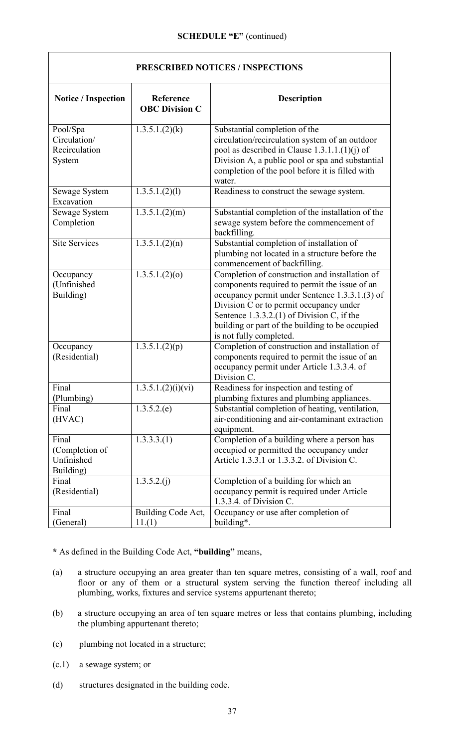**SCHEDULE "E"** (continued)

| PRESCRIBED NOTICES / INSPECTIONS | | |
|---|---|---|
| **Notice / Inspection** | **Reference OBC Division C** | **Description** |
| Pool/Spa Circulation/ Recirculation System | 1.3.5.1.(2)(k) | Substantial completion of the circulation/recirculation system of an outdoor pool as described in Clause 1.3.1.1.(1)(j) of Division A, a public pool or spa and substantial completion of the pool before it is filled with water. |
| Sewage System Excavation | 1.3.5.1.(2)(l) | Readiness to construct the sewage system. |
| Sewage System Completion | 1.3.5.1.(2)(m) | Substantial completion of the installation of the sewage system before the commencement of backfilling. |
| Site Services | 1.3.5.1.(2)(n) | Substantial completion of installation of plumbing not located in a structure before the commencement of backfilling. |
| Occupancy (Unfinished Building) | 1.3.5.1.(2)(o) | Completion of construction and installation of components required to permit the issue of an occupancy permit under Sentence 1.3.3.1.(3) of Division C or to permit occupancy under Sentence 1.3.3.2.(1) of Division C, if the building or part of the building to be occupied is not fully completed. |
| Occupancy (Residential) | 1.3.5.1.(2)(p) | Completion of construction and installation of components required to permit the issue of an occupancy permit under Article 1.3.3.4. of Division C. |
| Final (Plumbing) | 1.3.5.1.(2)(i)(vi) | Readiness for inspection and testing of plumbing fixtures and plumbing appliances. |
| Final (HVAC) | 1.3.5.2.(e) | Substantial completion of heating, ventilation, air-conditioning and air-contaminant extraction equipment. |
| Final (Completion of Unfinished Building) | 1.3.3.3.(1) | Completion of a building where a person has occupied or permitted the occupancy under Article 1.3.3.1 or 1.3.3.2. of Division C. |
| Final (Residential) | 1.3.5.2.(j) | Completion of a building for which an occupancy permit is required under Article 1.3.3.4. of Division C. |
| Final (General) | Building Code Act, 11.(1) | Occupancy or use after completion of building*. |

**\*** As defined in the Building Code Act, **"building"** means,

(a) a structure occupying an area greater than ten square metres, consisting of a wall, roof and floor or any of them or a structural system serving the function thereof including all plumbing, works, fixtures and service systems appurtenant thereto;

(b) a structure occupying an area of ten square metres or less that contains plumbing, including the plumbing appurtenant thereto;

(c) plumbing not located in a structure;

(c.1) a sewage system; or

(d) structures designated in the building code.